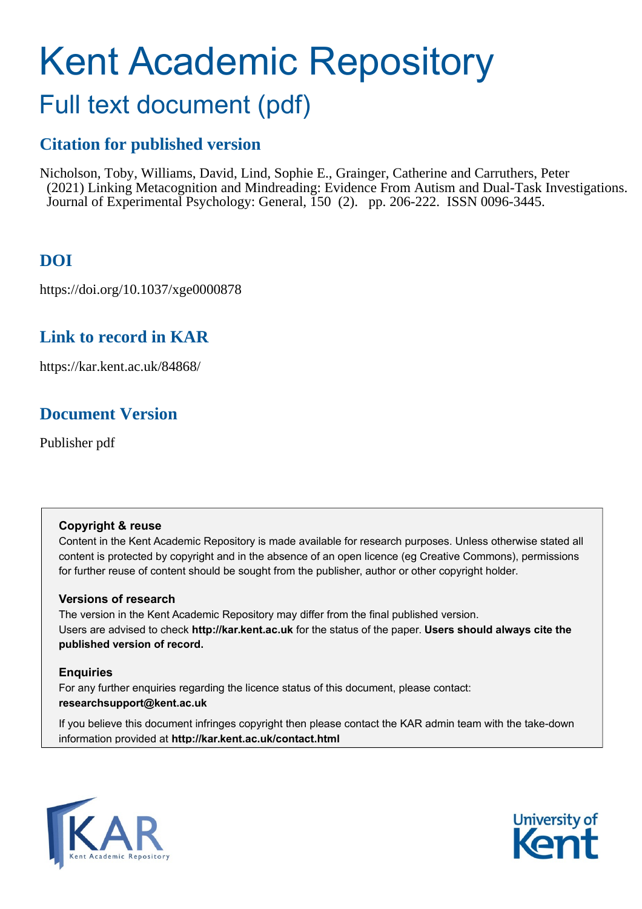# Kent Academic Repository

## Full text document (pdf)

### Citation for published version

Nicholson, Toby, Williams, David, Lind, Sophie E., Grainger, Catherine and Carruthers, Peter (2021) Linking Metacognition and Mindreading: Evidence From Autism and Dual-Task Investigations. Journal of Experimental Psychology: General, 150 (2). pp. 206-222. ISSN 0096-3445.

### DOI

https://doi.org/10.1037/xge0000878

### Link to record in KAR

https://kar.kent.ac.uk/84868/

### Document Version

Publisher pdf

**Copyright & reuse**

Content in the Kent Academic Repository is made available for research purposes. Unless otherwise stated all content is protected by copyright and in the absence of an open licence (eg Creative Commons), permissions for further reuse of content should be sought from the publisher, author or other copyright holder.

**Versions of research**

The version in the Kent Academic Repository may differ from the final published version. Users are advised to check **http://kar.kent.ac.uk** for the status of the paper. **Users should always cite the published version of record.**

**Enquiries**

For any further enquiries regarding the licence status of this document, please contact: **researchsupport@kent.ac.uk**

If you believe this document infringes copyright then please contact the KAR admin team with the take-down information provided at **http://kar.kent.ac.uk/contact.html**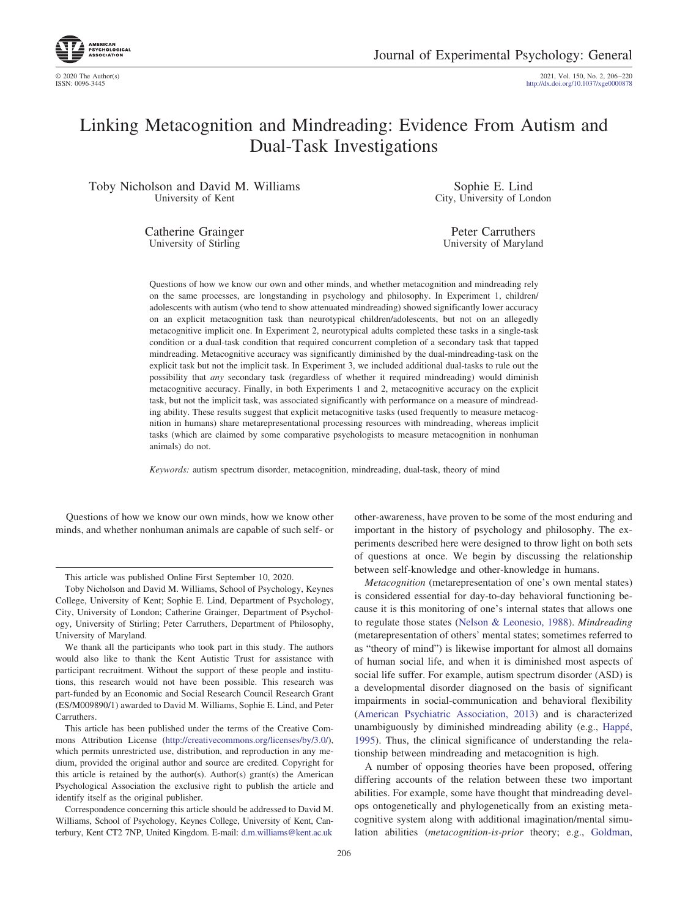# Linking Metacognition and Mindreading: Evidence From Autism and Dual-Task Investigations

Toby Nicholson and David M. Williams
University of Kent

Sophie E. Lind
City, University of London

Catherine Grainger
University of Stirling

Peter Carruthers
University of Maryland

Questions of how we know our own and other minds, and whether metacognition and mindreading rely on the same processes, are longstanding in psychology and philosophy. In Experiment 1, children/adolescents with autism (who tend to show attenuated mindreading) showed significantly lower accuracy on an explicit metacognition task than neurotypical children/adolescents, but not on an allegedly metacognitive implicit one. In Experiment 2, neurotypical adults completed these tasks in a single-task condition or a dual-task condition that required concurrent completion of a secondary task that tapped mindreading. Metacognitive accuracy was significantly diminished by the dual-mindreading-task on the explicit task but not the implicit task. In Experiment 3, we included additional dual-tasks to rule out the possibility that *any* secondary task (regardless of whether it required mindreading) would diminish metacognitive accuracy. Finally, in both Experiments 1 and 2, metacognitive accuracy on the explicit task, but not the implicit task, was associated significantly with performance on a measure of mindreading ability. These results suggest that explicit metacognitive tasks (used frequently to measure metacognition in humans) share metarepresentational processing resources with mindreading, whereas implicit tasks (which are claimed by some comparative psychologists to measure metacognition in nonhuman animals) do not.

*Keywords:* autism spectrum disorder, metacognition, mindreading, dual-task, theory of mind

Questions of how we know our own minds, how we know other minds, and whether nonhuman animals are capable of such self- or other-awareness, have proven to be some of the most enduring and important in the history of psychology and philosophy. The experiments described here were designed to throw light on both sets of questions at once. We begin by discussing the relationship between self-knowledge and other-knowledge in humans.

*Metacognition* (metarepresentation of one's own mental states) is considered essential for day-to-day behavioral functioning because it is this monitoring of one's internal states that allows one to regulate those states (Nelson & Leonesio, 1988). *Mindreading* (metarepresentation of others' mental states; sometimes referred to as "theory of mind") is likewise important for almost all domains of human social life, and when it is diminished most aspects of social life suffer. For example, autism spectrum disorder (ASD) is a developmental disorder diagnosed on the basis of significant impairments in social-communication and behavioral flexibility (American Psychiatric Association, 2013) and is characterized unambiguously by diminished mindreading ability (e.g., Happé, 1995). Thus, the clinical significance of understanding the relationship between mindreading and metacognition is high.

A number of opposing theories have been proposed, offering differing accounts of the relation between these two important abilities. For example, some have thought that mindreading develops ontogenetically and phylogenetically from an existing metacognitive system along with additional imagination/mental simulation abilities (*metacognition-is-prior* theory; e.g., Goldman,

---

This article was published Online First September 10, 2020.

Toby Nicholson and David M. Williams, School of Psychology, Keynes College, University of Kent; Sophie E. Lind, Department of Psychology, City, University of London; Catherine Grainger, Department of Psychology, University of Stirling; Peter Carruthers, Department of Philosophy, University of Maryland.

We thank all the participants who took part in this study. The authors would also like to thank the Kent Autistic Trust for assistance with participant recruitment. Without the support of these people and institutions, this research would not have been possible. This research was part-funded by an Economic and Social Research Council Research Grant (ES/M009890/1) awarded to David M. Williams, Sophie E. Lind, and Peter Carruthers.

This article has been published under the terms of the Creative Commons Attribution License (http://creativecommons.org/licenses/by/3.0/), which permits unrestricted use, distribution, and reproduction in any medium, provided the original author and source are credited. Copyright for this article is retained by the author(s). Author(s) grant(s) the American Psychological Association the exclusive right to publish the article and identify itself as the original publisher.

Correspondence concerning this article should be addressed to David M. Williams, School of Psychology, Keynes College, University of Kent, Canterbury, Kent CT2 7NP, United Kingdom. E-mail: d.m.williams@kent.ac.uk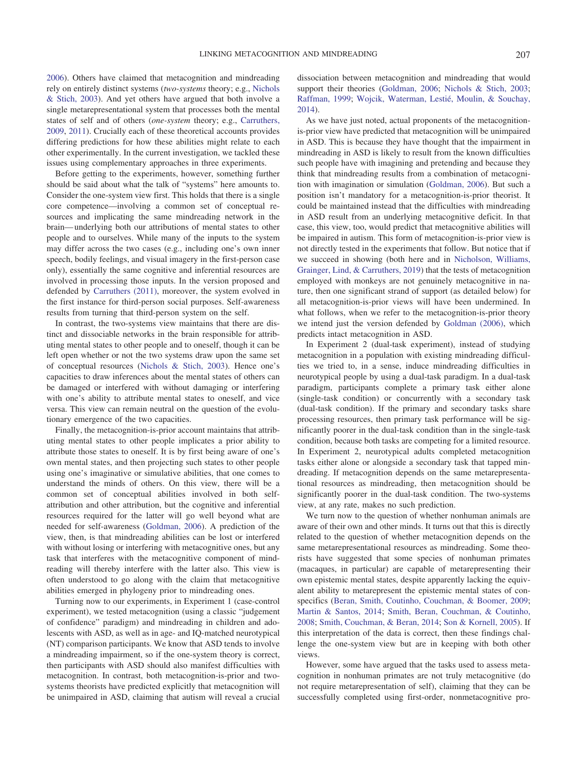2006). Others have claimed that metacognition and mindreading rely on entirely distinct systems (*two-systems* theory; e.g., Nichols & Stich, 2003). And yet others have argued that both involve a single metarepresentational system that processes both the mental states of self and of others (*one-system* theory; e.g., Carruthers, 2009, 2011). Crucially each of these theoretical accounts provides differing predictions for how these abilities might relate to each other experimentally. In the current investigation, we tackled these issues using complementary approaches in three experiments.

Before getting to the experiments, however, something further should be said about what the talk of "systems" here amounts to. Consider the one-system view first. This holds that there is a single core competence—involving a common set of conceptual resources and implicating the same mindreading network in the brain—underlying both our attributions of mental states to other people and to ourselves. While many of the inputs to the system may differ across the two cases (e.g., including one's own inner speech, bodily feelings, and visual imagery in the first-person case only), essentially the same cognitive and inferential resources are involved in processing those inputs. In the version proposed and defended by Carruthers (2011), moreover, the system evolved in the first instance for third-person social purposes. Self-awareness results from turning that third-person system on the self.

In contrast, the two-systems view maintains that there are distinct and dissociable networks in the brain responsible for attributing mental states to other people and to oneself, though it can be left open whether or not the two systems draw upon the same set of conceptual resources (Nichols & Stich, 2003). Hence one's capacities to draw inferences about the mental states of others can be damaged or interfered with without damaging or interfering with one's ability to attribute mental states to oneself, and vice versa. This view can remain neutral on the question of the evolutionary emergence of the two capacities.

Finally, the metacognition-is-prior account maintains that attributing mental states to other people implicates a prior ability to attribute those states to oneself. It is by first being aware of one's own mental states, and then projecting such states to other people using one's imaginative or simulative abilities, that one comes to understand the minds of others. On this view, there will be a common set of conceptual abilities involved in both self-attribution and other attribution, but the cognitive and inferential resources required for the latter will go well beyond what are needed for self-awareness (Goldman, 2006). A prediction of the view, then, is that mindreading abilities can be lost or interfered with without losing or interfering with metacognitive ones, but any task that interferes with the metacognitive component of mindreading will thereby interfere with the latter also. This view is often understood to go along with the claim that metacognitive abilities emerged in phylogeny prior to mindreading ones.

Turning now to our experiments, in Experiment 1 (case-control experiment), we tested metacognition (using a classic "judgement of confidence" paradigm) and mindreading in children and adolescents with ASD, as well as in age- and IQ-matched neurotypical (NT) comparison participants. We know that ASD tends to involve a mindreading impairment, so if the one-system theory is correct, then participants with ASD should also manifest difficulties with metacognition. In contrast, both metacognition-is-prior and two-systems theorists have predicted explicitly that metacognition will be unimpaired in ASD, claiming that autism will reveal a crucial dissociation between metacognition and mindreading that would support their theories (Goldman, 2006; Nichols & Stich, 2003; Raffman, 1999; Wojcik, Waterman, Lestié, Moulin, & Souchay, 2014).

As we have just noted, actual proponents of the metacognition-is-prior view have predicted that metacognition will be unimpaired in ASD. This is because they have thought that the impairment in mindreading in ASD is likely to result from the known difficulties such people have with imagining and pretending and because they think that mindreading results from a combination of metacognition with imagination or simulation (Goldman, 2006). But such a position isn't mandatory for a metacognition-is-prior theorist. It could be maintained instead that the difficulties with mindreading in ASD result from an underlying metacognitive deficit. In that case, this view, too, would predict that metacognitive abilities will be impaired in autism. This form of metacognition-is-prior view is not directly tested in the experiments that follow. But notice that if we succeed in showing (both here and in Nicholson, Williams, Grainger, Lind, & Carruthers, 2019) that the tests of metacognition employed with monkeys are not genuinely metacognitive in nature, then one significant strand of support (as detailed below) for all metacognition-is-prior views will have been undermined. In what follows, when we refer to the metacognition-is-prior theory we intend just the version defended by Goldman (2006), which predicts intact metacognition in ASD.

In Experiment 2 (dual-task experiment), instead of studying metacognition in a population with existing mindreading difficulties we tried to, in a sense, induce mindreading difficulties in neurotypical people by using a dual-task paradigm. In a dual-task paradigm, participants complete a primary task either alone (single-task condition) or concurrently with a secondary task (dual-task condition). If the primary and secondary tasks share processing resources, then primary task performance will be significantly poorer in the dual-task condition than in the single-task condition, because both tasks are competing for a limited resource. In Experiment 2, neurotypical adults completed metacognition tasks either alone or alongside a secondary task that tapped mindreading. If metacognition depends on the same metarepresentational resources as mindreading, then metacognition should be significantly poorer in the dual-task condition. The two-systems view, at any rate, makes no such prediction.

We turn now to the question of whether nonhuman animals are aware of their own and other minds. It turns out that this is directly related to the question of whether metacognition depends on the same metarepresentational resources as mindreading. Some theorists have suggested that some species of nonhuman primates (macaques, in particular) are capable of metarepresenting their own epistemic mental states, despite apparently lacking the equivalent ability to metarepresent the epistemic mental states of conspecifics (Beran, Smith, Coutinho, Couchman, & Boomer, 2009; Martin & Santos, 2014; Smith, Beran, Couchman, & Coutinho, 2008; Smith, Couchman, & Beran, 2014; Son & Kornell, 2005). If this interpretation of the data is correct, then these findings challenge the one-system view but are in keeping with both other views.

However, some have argued that the tasks used to assess metacognition in nonhuman primates are not truly metacognitive (do not require metarepresentation of self), claiming that they can be successfully completed using first-order, nonmetacognitive pro-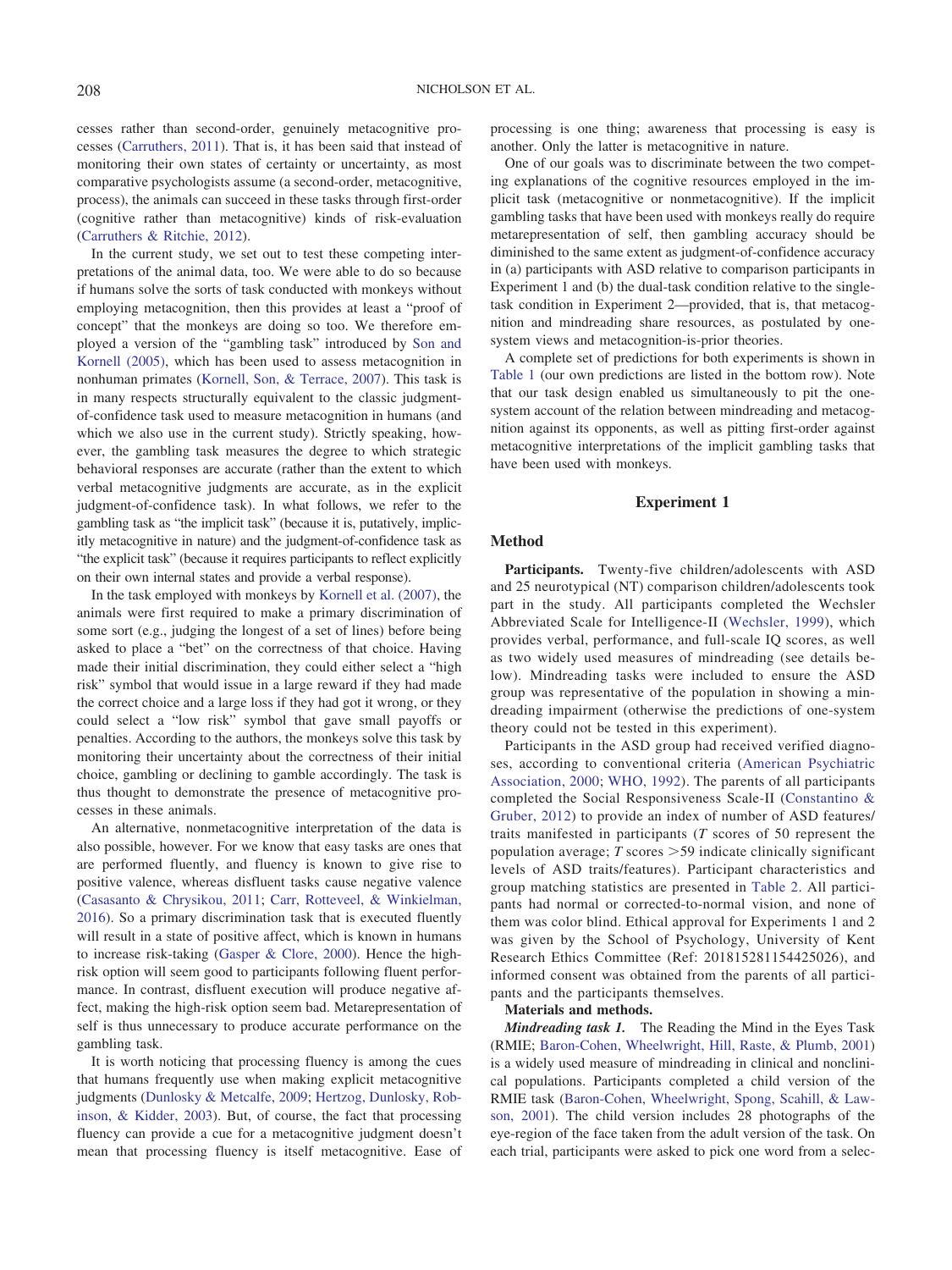cesses rather than second-order, genuinely metacognitive processes (Carruthers, 2011). That is, it has been said that instead of monitoring their own states of certainty or uncertainty, as most comparative psychologists assume (a second-order, metacognitive, process), the animals can succeed in these tasks through first-order (cognitive rather than metacognitive) kinds of risk-evaluation (Carruthers & Ritchie, 2012).

In the current study, we set out to test these competing interpretations of the animal data, too. We were able to do so because if humans solve the sorts of task conducted with monkeys without employing metacognition, then this provides at least a "proof of concept" that the monkeys are doing so too. We therefore employed a version of the "gambling task" introduced by Son and Kornell (2005), which has been used to assess metacognition in nonhuman primates (Kornell, Son, & Terrace, 2007). This task is in many respects structurally equivalent to the classic judgment-of-confidence task used to measure metacognition in humans (and which we also use in the current study). Strictly speaking, however, the gambling task measures the degree to which strategic behavioral responses are accurate (rather than the extent to which verbal metacognitive judgments are accurate, as in the explicit judgment-of-confidence task). In what follows, we refer to the gambling task as "the implicit task" (because it is, putatively, implicitly metacognitive in nature) and the judgment-of-confidence task as "the explicit task" (because it requires participants to reflect explicitly on their own internal states and provide a verbal response).

In the task employed with monkeys by Kornell et al. (2007), the animals were first required to make a primary discrimination of some sort (e.g., judging the longest of a set of lines) before being asked to place a "bet" on the correctness of that choice. Having made their initial discrimination, they could either select a "high risk" symbol that would issue in a large reward if they had made the correct choice and a large loss if they had got it wrong, or they could select a "low risk" symbol that gave small payoffs or penalties. According to the authors, the monkeys solve this task by monitoring their uncertainty about the correctness of their initial choice, gambling or declining to gamble accordingly. The task is thus thought to demonstrate the presence of metacognitive processes in these animals.

An alternative, nonmetacognitive interpretation of the data is also possible, however. For we know that easy tasks are ones that are performed fluently, and fluency is known to give rise to positive valence, whereas disfluent tasks cause negative valence (Casasanto & Chrysikou, 2011; Carr, Rotteveel, & Winkielman, 2016). So a primary discrimination task that is executed fluently will result in a state of positive affect, which is known in humans to increase risk-taking (Gasper & Clore, 2000). Hence the high-risk option will seem good to participants following fluent performance. In contrast, disfluent execution will produce negative affect, making the high-risk option seem bad. Metarepresentation of self is thus unnecessary to produce accurate performance on the gambling task.

It is worth noticing that processing fluency is among the cues that humans frequently use when making explicit metacognitive judgments (Dunlosky & Metcalfe, 2009; Hertzog, Dunlosky, Robinson, & Kidder, 2003). But, of course, the fact that processing fluency can provide a cue for a metacognitive judgment doesn't mean that processing fluency is itself metacognitive. Ease of processing is one thing; awareness that processing is easy is another. Only the latter is metacognitive in nature.

One of our goals was to discriminate between the two competing explanations of the cognitive resources employed in the implicit task (metacognitive or nonmetacognitive). If the implicit gambling tasks that have been used with monkeys really do require metarepresentation of self, then gambling accuracy should be diminished to the same extent as judgment-of-confidence accuracy in (a) participants with ASD relative to comparison participants in Experiment 1 and (b) the dual-task condition relative to the single-task condition in Experiment 2—provided, that is, that metacognition and mindreading share resources, as postulated by one-system views and metacognition-is-prior theories.

A complete set of predictions for both experiments is shown in Table 1 (our own predictions are listed in the bottom row). Note that our task design enabled us simultaneously to pit the one-system account of the relation between mindreading and metacognition against its opponents, as well as pitting first-order against metacognitive interpretations of the implicit gambling tasks that have been used with monkeys.

## Experiment 1

### Method

**Participants.** Twenty-five children/adolescents with ASD and 25 neurotypical (NT) comparison children/adolescents took part in the study. All participants completed the Wechsler Abbreviated Scale for Intelligence-II (Wechsler, 1999), which provides verbal, performance, and full-scale IQ scores, as well as two widely used measures of mindreading (see details below). Mindreading tasks were included to ensure the ASD group was representative of the population in showing a mindreading impairment (otherwise the predictions of one-system theory could not be tested in this experiment).

Participants in the ASD group had received verified diagnoses, according to conventional criteria (American Psychiatric Association, 2000; WHO, 1992). The parents of all participants completed the Social Responsiveness Scale-II (Constantino & Gruber, 2012) to provide an index of number of ASD features/traits manifested in participants ($T$ scores of 50 represent the population average; $T$ scores $>59$ indicate clinically significant levels of ASD traits/features). Participant characteristics and group matching statistics are presented in Table 2. All participants had normal or corrected-to-normal vision, and none of them was color blind. Ethical approval for Experiments 1 and 2 was given by the School of Psychology, University of Kent Research Ethics Committee (Ref: 201815281154425026), and informed consent was obtained from the parents of all participants and the participants themselves.

**Materials and methods.**

***Mindreading task 1.*** The Reading the Mind in the Eyes Task (RMIE; Baron-Cohen, Wheelwright, Hill, Raste, & Plumb, 2001) is a widely used measure of mindreading in clinical and nonclinical populations. Participants completed a child version of the RMIE task (Baron-Cohen, Wheelwright, Spong, Scahill, & Lawson, 2001). The child version includes 28 photographs of the eye-region of the face taken from the adult version of the task. On each trial, participants were asked to pick one word from a selec-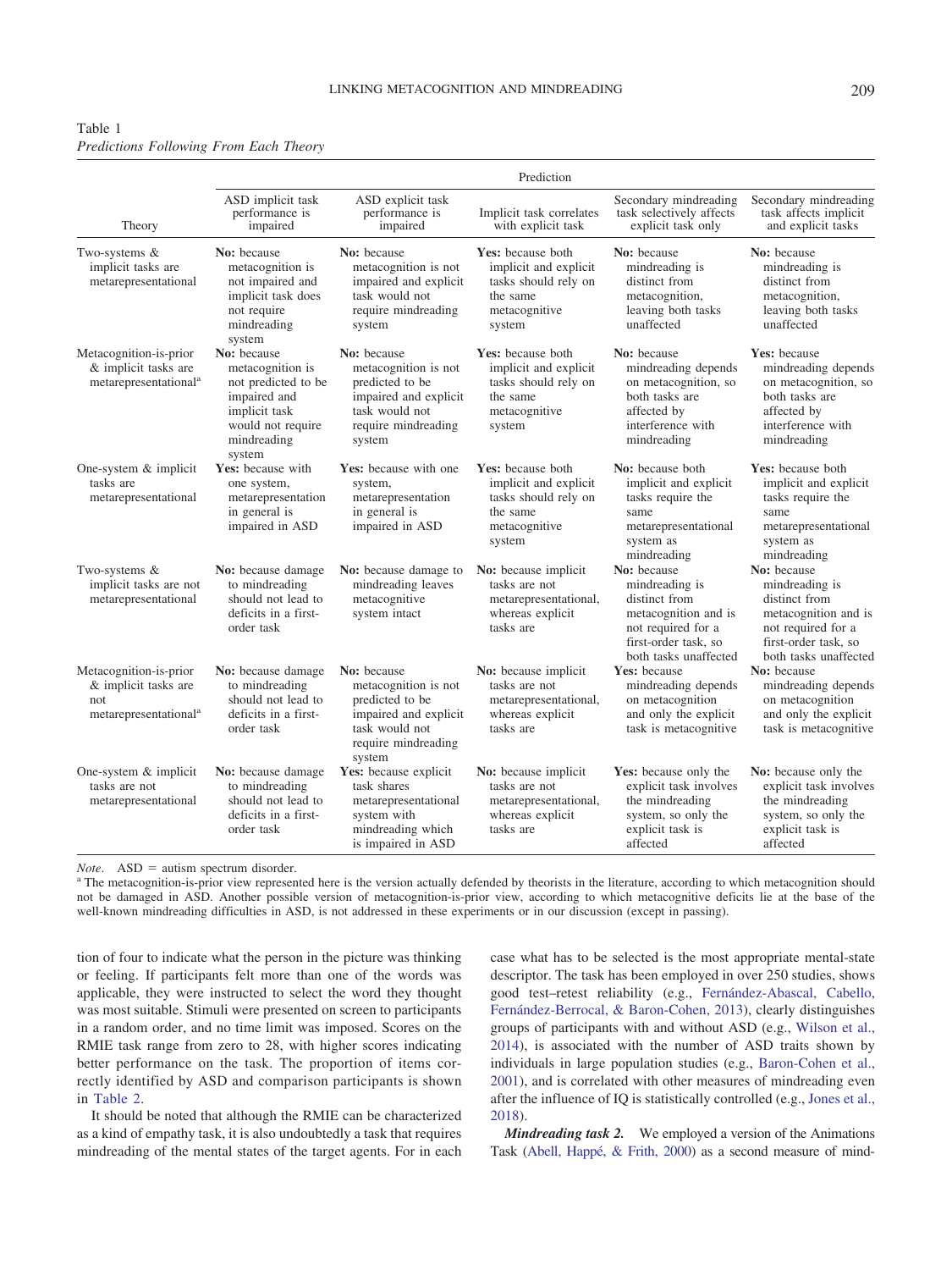Table 1
*Predictions Following From Each Theory*

| Theory | Prediction | | | | |
|---|---|---|---|---|---|
| | ASD implicit task performance is impaired | ASD explicit task performance is impaired | Implicit task correlates with explicit task | Secondary mindreading task selectively affects explicit task only | Secondary mindreading task affects implicit and explicit tasks |
| Two-systems & implicit tasks are metarepresentational | **No:** because metacognition is not impaired and implicit task does not require mindreading system | **No:** because metacognition is not impaired and explicit task would not require mindreading system | **Yes:** because both implicit and explicit tasks should rely on the same metacognitive system | **No:** because mindreading is distinct from metacognition, leaving both tasks unaffected | **No:** because mindreading is distinct from metacognition, leaving both tasks unaffected |
| Metacognition-is-prior & implicit tasks are metarepresentational[a] | **No:** because metacognition is not predicted to be impaired and implicit task would not require mindreading system | **No:** because metacognition is not predicted to be impaired and explicit task would not require mindreading system | **Yes:** because both implicit and explicit tasks should rely on the same metacognitive system | **No:** because mindreading depends on metacognition, so both tasks are affected by interference with mindreading | **Yes:** because mindreading depends on metacognition, so both tasks are affected by interference with mindreading |
| One-system & implicit tasks are metarepresentational | **Yes:** because with one system, metarepresentation in general is impaired in ASD | **Yes:** because with one system, metarepresentation in general is impaired in ASD | **Yes:** because both implicit and explicit tasks should rely on the same metacognitive system | **No:** because both implicit and explicit tasks require the same metarepresentational system as mindreading | **Yes:** because both implicit and explicit tasks require the same metarepresentational system as mindreading |
| Two-systems & implicit tasks are not metarepresentational | **No:** because damage to mindreading should not lead to deficits in a first-order task | **No:** because damage to mindreading leaves metacognitive system intact | **No:** because implicit tasks are not metarepresentational, whereas explicit tasks are | **No:** because mindreading is distinct from metacognition and is not required for a first-order task, so both tasks unaffected | **No:** because mindreading is distinct from metacognition and is not required for a first-order task, so both tasks unaffected |
| Metacognition-is-prior & implicit tasks are not metarepresentational[a] | **No:** because damage to mindreading should not lead to deficits in a first-order task | **No:** because metacognition is not predicted to be impaired and explicit task would not require mindreading system | **No:** because implicit tasks are not metarepresentational, whereas explicit tasks are | **Yes:** because mindreading depends on metacognition and only the explicit task is metacognitive | **No:** because mindreading depends on metacognition and only the explicit task is metacognitive |
| One-system & implicit tasks are not metarepresentational | **No:** because damage to mindreading should not lead to deficits in a first-order task | **Yes:** because explicit task shares metarepresentational system with mindreading which is impaired in ASD | **No:** because implicit tasks are not metarepresentational, whereas explicit tasks are | **Yes:** because only the explicit task involves the mindreading system, so only the explicit task is affected | **No:** because only the explicit task involves the mindreading system, so only the explicit task is affected |

*Note.* ASD = autism spectrum disorder.
[a] The metacognition-is-prior view represented here is the version actually defended by theorists in the literature, according to which metacognition should not be damaged in ASD. Another possible version of metacognition-is-prior view, according to which metacognitive deficits lie at the base of the well-known mindreading difficulties in ASD, is not addressed in these experiments or in our discussion (except in passing).

tion of four to indicate what the person in the picture was thinking or feeling. If participants felt more than one of the words was applicable, they were instructed to select the word they thought was most suitable. Stimuli were presented on screen to participants in a random order, and no time limit was imposed. Scores on the RMIE task range from zero to 28, with higher scores indicating better performance on the task. The proportion of items correctly identified by ASD and comparison participants is shown in Table 2.

It should be noted that although the RMIE can be characterized as a kind of empathy task, it is also undoubtedly a task that requires mindreading of the mental states of the target agents. For in each case what has to be selected is the most appropriate mental-state descriptor. The task has been employed in over 250 studies, shows good test–retest reliability (e.g., Fernández-Abascal, Cabello, Fernández-Berrocal, & Baron-Cohen, 2013), clearly distinguishes groups of participants with and without ASD (e.g., Wilson et al., 2014), is associated with the number of ASD traits shown by individuals in large population studies (e.g., Baron-Cohen et al., 2001), and is correlated with other measures of mindreading even after the influence of IQ is statistically controlled (e.g., Jones et al., 2018).

***Mindreading task 2.*** We employed a version of the Animations Task (Abell, Happé, & Frith, 2000) as a second measure of mind-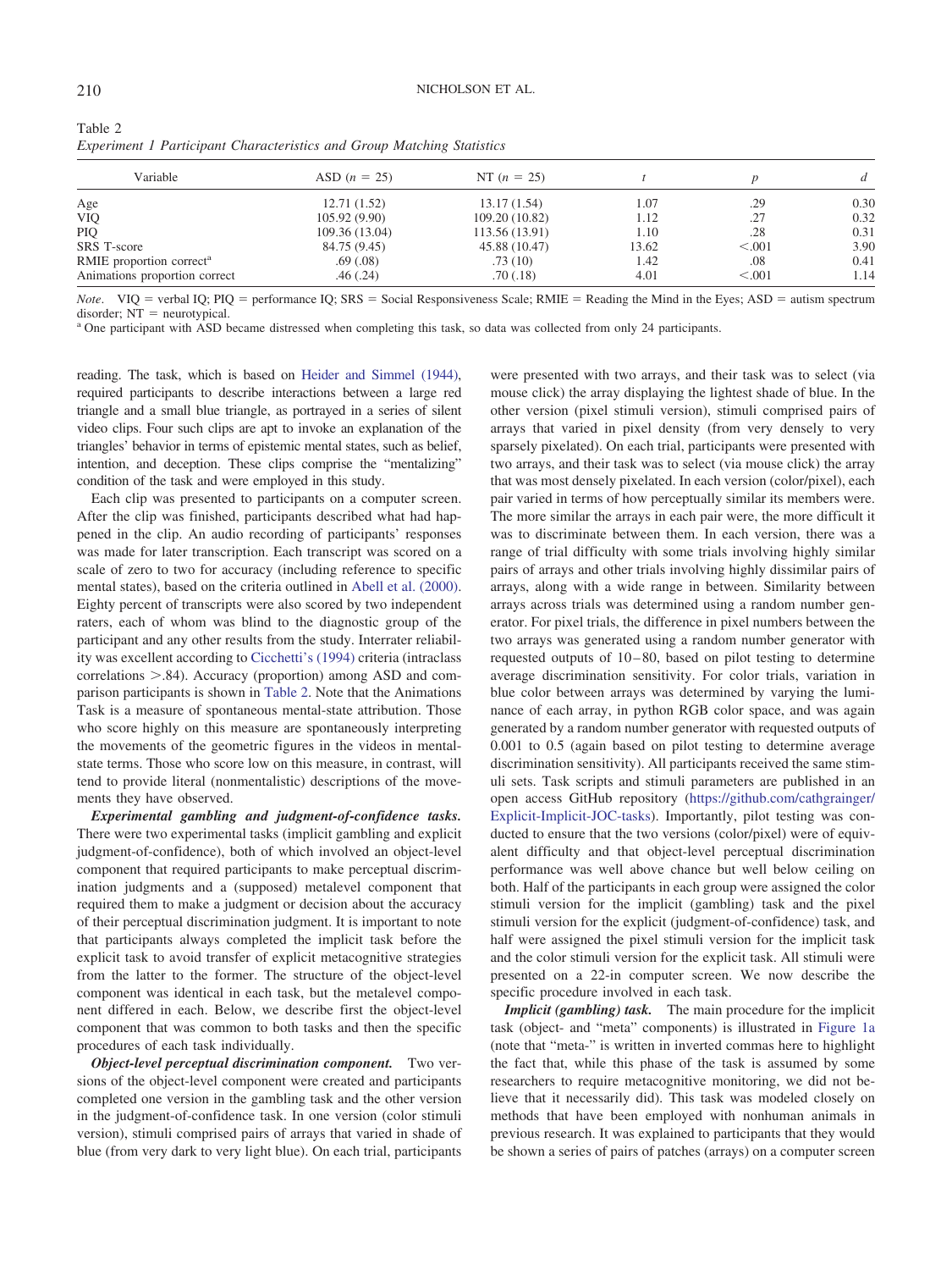Table 2
*Experiment 1 Participant Characteristics and Group Matching Statistics*

| Variable | ASD ($n$ = 25) | NT ($n$ = 25) | $t$ | $p$ | $d$ |
|---|---|---|---|---|---|
| Age | 12.71 (1.52) | 13.17 (1.54) | 1.07 | .29 | 0.30 |
| VIQ | 105.92 (9.90) | 109.20 (10.82) | 1.12 | .27 | 0.32 |
| PIQ | 109.36 (13.04) | 113.56 (13.91) | 1.10 | .28 | 0.31 |
| SRS T-score | 84.75 (9.45) | 45.88 (10.47) | 13.62 | <.001 | 3.90 |
| RMIE proportion correct[a] | .69 (.08) | .73 (10) | 1.42 | .08 | 0.41 |
| Animations proportion correct | .46 (.24) | .70 (.18) | 4.01 | <.001 | 1.14 |

*Note*. VIQ = verbal IQ; PIQ = performance IQ; SRS = Social Responsiveness Scale; RMIE = Reading the Mind in the Eyes; ASD = autism spectrum disorder; NT = neurotypical.
[a] One participant with ASD became distressed when completing this task, so data was collected from only 24 participants.

reading. The task, which is based on Heider and Simmel (1944), required participants to describe interactions between a large red triangle and a small blue triangle, as portrayed in a series of silent video clips. Four such clips are apt to invoke an explanation of the triangles' behavior in terms of epistemic mental states, such as belief, intention, and deception. These clips comprise the "mentalizing" condition of the task and were employed in this study.

Each clip was presented to participants on a computer screen. After the clip was finished, participants described what had happened in the clip. An audio recording of participants' responses was made for later transcription. Each transcript was scored on a scale of zero to two for accuracy (including reference to specific mental states), based on the criteria outlined in Abell et al. (2000). Eighty percent of transcripts were also scored by two independent raters, each of whom was blind to the diagnostic group of the participant and any other results from the study. Interrater reliability was excellent according to Cicchetti's (1994) criteria (intraclass correlations >.84). Accuracy (proportion) among ASD and comparison participants is shown in Table 2. Note that the Animations Task is a measure of spontaneous mental-state attribution. Those who score highly on this measure are spontaneously interpreting the movements of the geometric figures in the videos in mental-state terms. Those who score low on this measure, in contrast, will tend to provide literal (nonmentalistic) descriptions of the movements they have observed.

***Experimental gambling and judgment-of-confidence tasks.*** There were two experimental tasks (implicit gambling and explicit judgment-of-confidence), both of which involved an object-level component that required participants to make perceptual discrimination judgments and a (supposed) metalevel component that required them to make a judgment or decision about the accuracy of their perceptual discrimination judgment. It is important to note that participants always completed the implicit task before the explicit task to avoid transfer of explicit metacognitive strategies from the latter to the former. The structure of the object-level component was identical in each task, but the metalevel component differed in each. Below, we describe first the object-level component that was common to both tasks and then the specific procedures of each task individually.

***Object-level perceptual discrimination component.*** Two versions of the object-level component were created and participants completed one version in the gambling task and the other version in the judgment-of-confidence task. In one version (color stimuli version), stimuli comprised pairs of arrays that varied in shade of blue (from very dark to very light blue). On each trial, participants were presented with two arrays, and their task was to select (via mouse click) the array displaying the lightest shade of blue. In the other version (pixel stimuli version), stimuli comprised pairs of arrays that varied in pixel density (from very densely to very sparsely pixelated). On each trial, participants were presented with two arrays, and their task was to select (via mouse click) the array that was most densely pixelated. In each version (color/pixel), each pair varied in terms of how perceptually similar its members were. The more similar the arrays in each pair were, the more difficult it was to discriminate between them. In each version, there was a range of trial difficulty with some trials involving highly similar pairs of arrays and other trials involving highly dissimilar pairs of arrays, along with a wide range in between. Similarity between arrays across trials was determined using a random number generator. For pixel trials, the difference in pixel numbers between the two arrays was generated using a random number generator with requested outputs of 10–80, based on pilot testing to determine average discrimination sensitivity. For color trials, variation in blue color between arrays was determined by varying the luminance of each array, in python RGB color space, and was again generated by a random number generator with requested outputs of 0.001 to 0.5 (again based on pilot testing to determine average discrimination sensitivity). All participants received the same stimuli sets. Task scripts and stimuli parameters are published in an open access GitHub repository (https://github.com/cathgrainger/Explicit-Implicit-JOC-tasks). Importantly, pilot testing was conducted to ensure that the two versions (color/pixel) were of equivalent difficulty and that object-level perceptual discrimination performance was well above chance but well below ceiling on both. Half of the participants in each group were assigned the color stimuli version for the implicit (gambling) task and the pixel stimuli version for the explicit (judgment-of-confidence) task, and half were assigned the pixel stimuli version for the implicit task and the color stimuli version for the explicit task. All stimuli were presented on a 22-in computer screen. We now describe the specific procedure involved in each task.

***Implicit (gambling) task.*** The main procedure for the implicit task (object- and "meta" components) is illustrated in Figure 1a (note that "meta-" is written in inverted commas here to highlight the fact that, while this phase of the task is assumed by some researchers to require metacognitive monitoring, we did not believe that it necessarily did). This task was modeled closely on methods that have been employed with nonhuman animals in previous research. It was explained to participants that they would be shown a series of pairs of patches (arrays) on a computer screen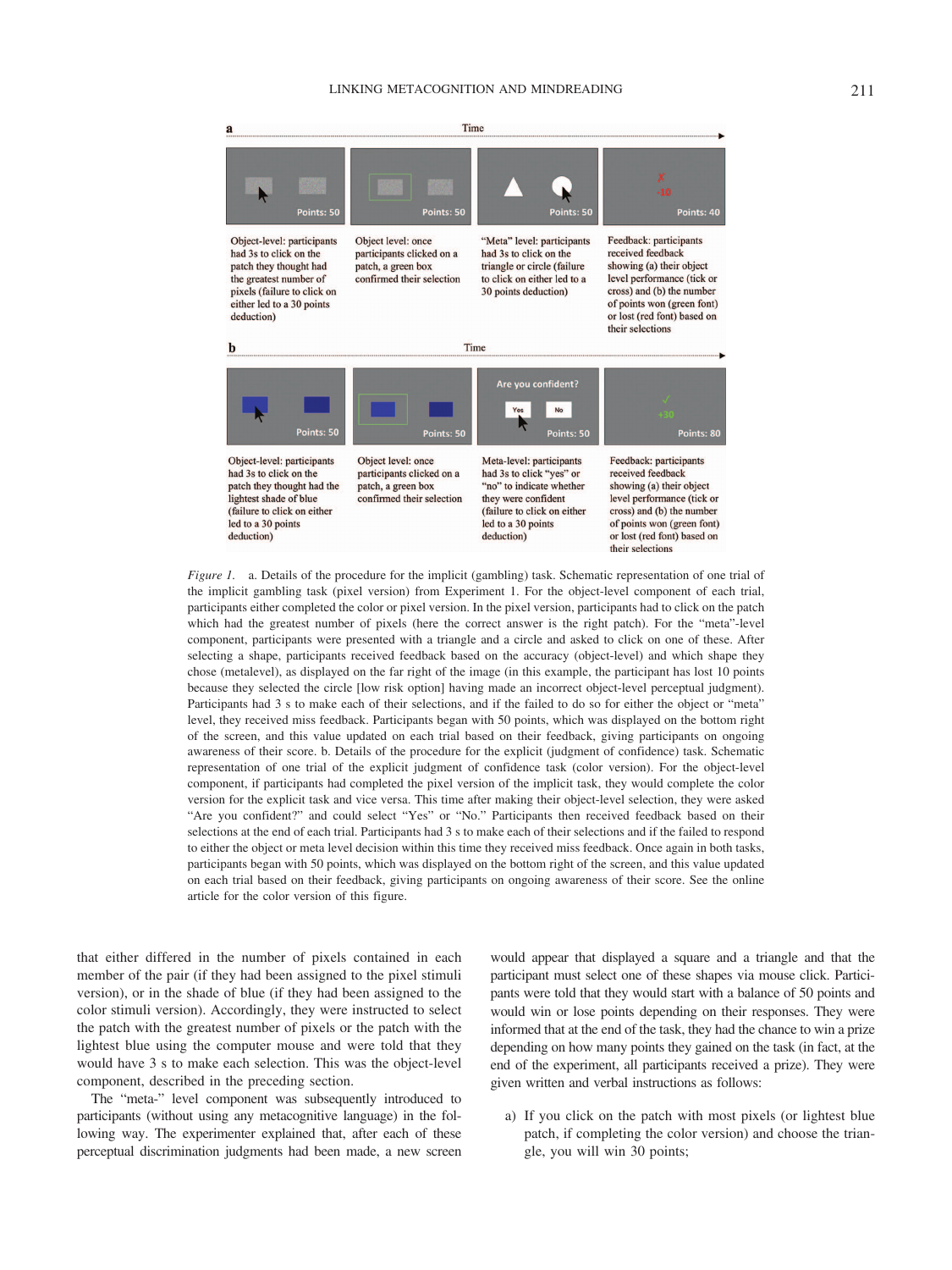*Figure 1.* a. Details of the procedure for the implicit (gambling) task. Schematic representation of one trial of the implicit gambling task (pixel version) from Experiment 1. For the object-level component of each trial, participants either completed the color or pixel version. In the pixel version, participants had to click on the patch which had the greatest number of pixels (here the correct answer is the right patch). For the "meta"-level component, participants were presented with a triangle and a circle and asked to click on one of these. After selecting a shape, participants received feedback based on the accuracy (object-level) and which shape they chose (metalevel), as displayed on the far right of the image (in this example, the participant has lost 10 points because they selected the circle [low risk option] having made an incorrect object-level perceptual judgment). Participants had 3 s to make each of their selections, and if the failed to do so for either the object or "meta" level, they received miss feedback. Participants began with 50 points, which was displayed on the bottom right of the screen, and this value updated on each trial based on their feedback, giving participants on ongoing awareness of their score. b. Details of the procedure for the explicit (judgment of confidence) task. Schematic representation of one trial of the explicit judgment of confidence task (color version). For the object-level component, if participants had completed the pixel version of the implicit task, they would complete the color version for the explicit task and vice versa. This time after making their object-level selection, they were asked "Are you confident?" and could select "Yes" or "No." Participants then received feedback based on their selections at the end of each trial. Participants had 3 s to make each of their selections and if the failed to respond to either the object or meta level decision within this time they received miss feedback. Once again in both tasks, participants began with 50 points, which was displayed on the bottom right of the screen, and this value updated on each trial based on their feedback, giving participants on ongoing awareness of their score. See the online article for the color version of this figure.

that either differed in the number of pixels contained in each member of the pair (if they had been assigned to the pixel stimuli version), or in the shade of blue (if they had been assigned to the color stimuli version). Accordingly, they were instructed to select the patch with the greatest number of pixels or the patch with the lightest blue using the computer mouse and were told that they would have 3 s to make each selection. This was the object-level component, described in the preceding section.

The "meta-" level component was subsequently introduced to participants (without using any metacognitive language) in the following way. The experimenter explained that, after each of these perceptual discrimination judgments had been made, a new screen would appear that displayed a square and a triangle and that the participant must select one of these shapes via mouse click. Participants were told that they would start with a balance of 50 points and would win or lose points depending on their responses. They were informed that at the end of the task, they had the chance to win a prize depending on how many points they gained on the task (in fact, at the end of the experiment, all participants received a prize). They were given written and verbal instructions as follows:

a) If you click on the patch with most pixels (or lightest blue patch, if completing the color version) and choose the triangle, you will win 30 points;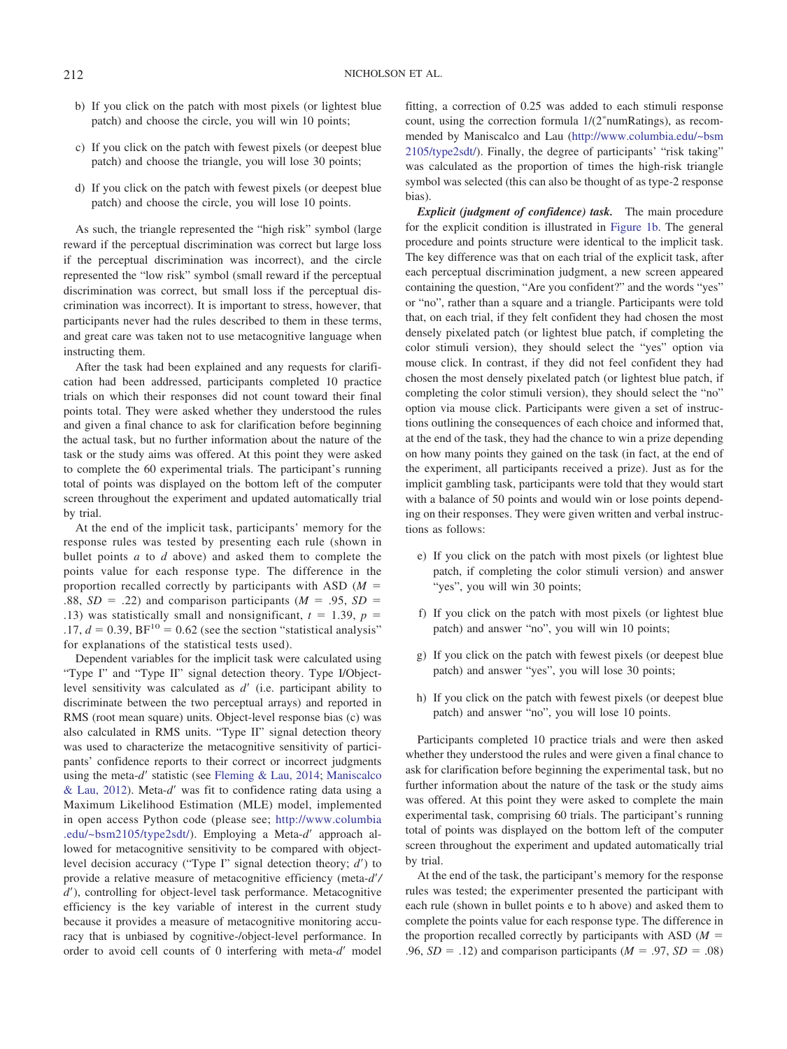b) If you click on the patch with most pixels (or lightest blue patch) and choose the circle, you will win 10 points;

c) If you click on the patch with fewest pixels (or deepest blue patch) and choose the triangle, you will lose 30 points;

d) If you click on the patch with fewest pixels (or deepest blue patch) and choose the circle, you will lose 10 points.

As such, the triangle represented the "high risk" symbol (large reward if the perceptual discrimination was correct but large loss if the perceptual discrimination was incorrect), and the circle represented the "low risk" symbol (small reward if the perceptual discrimination was correct, but small loss if the perceptual discrimination was incorrect). It is important to stress, however, that participants never had the rules described to them in these terms, and great care was taken not to use metacognitive language when instructing them.

After the task had been explained and any requests for clarification had been addressed, participants completed 10 practice trials on which their responses did not count toward their final points total. They were asked whether they understood the rules and given a final chance to ask for clarification before beginning the actual task, but no further information about the nature of the task or the study aims was offered. At this point they were asked to complete the 60 experimental trials. The participant's running total of points was displayed on the bottom left of the computer screen throughout the experiment and updated automatically trial by trial.

At the end of the implicit task, participants' memory for the response rules was tested by presenting each rule (shown in bullet points *a* to *d* above) and asked them to complete the points value for each response type. The difference in the proportion recalled correctly by participants with ASD ($M$ = .88, $SD$ = .22) and comparison participants ($M$ = .95, $SD$ = .13) was statistically small and nonsignificant, $t$ = 1.39, $p$ = .17, $d$ = 0.39, $BF^{10}$ = 0.62 (see the section "statistical analysis" for explanations of the statistical tests used).

Dependent variables for the implicit task were calculated using "Type I" and "Type II" signal detection theory. Type I/Object-level sensitivity was calculated as $d'$ (i.e. participant ability to discriminate between the two perceptual arrays) and reported in RMS (root mean square) units. Object-level response bias (c) was also calculated in RMS units. "Type II" signal detection theory was used to characterize the metacognitive sensitivity of participants' confidence reports to their correct or incorrect judgments using the meta-$d'$ statistic (see Fleming & Lau, 2014; Maniscalco & Lau, 2012). Meta-$d'$ was fit to confidence rating data using a Maximum Likelihood Estimation (MLE) model, implemented in open access Python code (please see; http://www.columbia.edu/~bsm2105/type2sdt/). Employing a Meta-$d'$ approach allowed for metacognitive sensitivity to be compared with object-level decision accuracy ("Type I" signal detection theory; $d'$) to provide a relative measure of metacognitive efficiency (meta-$d'$/$d'$), controlling for object-level task performance. Metacognitive efficiency is the key variable of interest in the current study because it provides a measure of metacognitive monitoring accuracy that is unbiased by cognitive-/object-level performance. In order to avoid cell counts of 0 interfering with meta-$d'$ model fitting, a correction of 0.25 was added to each stimuli response count, using the correction formula 1/(2*numRatings), as recommended by Maniscalco and Lau (http://www.columbia.edu/~bsm2105/type2sdt/). Finally, the degree of participants' "risk taking" was calculated as the proportion of times the high-risk triangle symbol was selected (this can also be thought of as type-2 response bias).

***Explicit (judgment of confidence) task.*** The main procedure for the explicit condition is illustrated in Figure 1b. The general procedure and points structure were identical to the implicit task. The key difference was that on each trial of the explicit task, after each perceptual discrimination judgment, a new screen appeared containing the question, "Are you confident?" and the words "yes" or "no", rather than a square and a triangle. Participants were told that, on each trial, if they felt confident they had chosen the most densely pixelated patch (or lightest blue patch, if completing the color stimuli version), they should select the "yes" option via mouse click. In contrast, if they did not feel confident they had chosen the most densely pixelated patch (or lightest blue patch, if completing the color stimuli version), they should select the "no" option via mouse click. Participants were given a set of instructions outlining the consequences of each choice and informed that, at the end of the task, they had the chance to win a prize depending on how many points they gained on the task (in fact, at the end of the experiment, all participants received a prize). Just as for the implicit gambling task, participants were told that they would start with a balance of 50 points and would win or lose points depending on their responses. They were given written and verbal instructions as follows:

e) If you click on the patch with most pixels (or lightest blue patch, if completing the color stimuli version) and answer "yes", you will win 30 points;

f) If you click on the patch with most pixels (or lightest blue patch) and answer "no", you will win 10 points;

g) If you click on the patch with fewest pixels (or deepest blue patch) and answer "yes", you will lose 30 points;

h) If you click on the patch with fewest pixels (or deepest blue patch) and answer "no", you will lose 10 points.

Participants completed 10 practice trials and were then asked whether they understood the rules and were given a final chance to ask for clarification before beginning the experimental task, but no further information about the nature of the task or the study aims was offered. At this point they were asked to complete the main experimental task, comprising 60 trials. The participant's running total of points was displayed on the bottom left of the computer screen throughout the experiment and updated automatically trial by trial.

At the end of the task, the participant's memory for the response rules was tested; the experimenter presented the participant with each rule (shown in bullet points e to h above) and asked them to complete the points value for each response type. The difference in the proportion recalled correctly by participants with ASD ($M$ = .96, $SD$ = .12) and comparison participants ($M$ = .97, $SD$ = .08)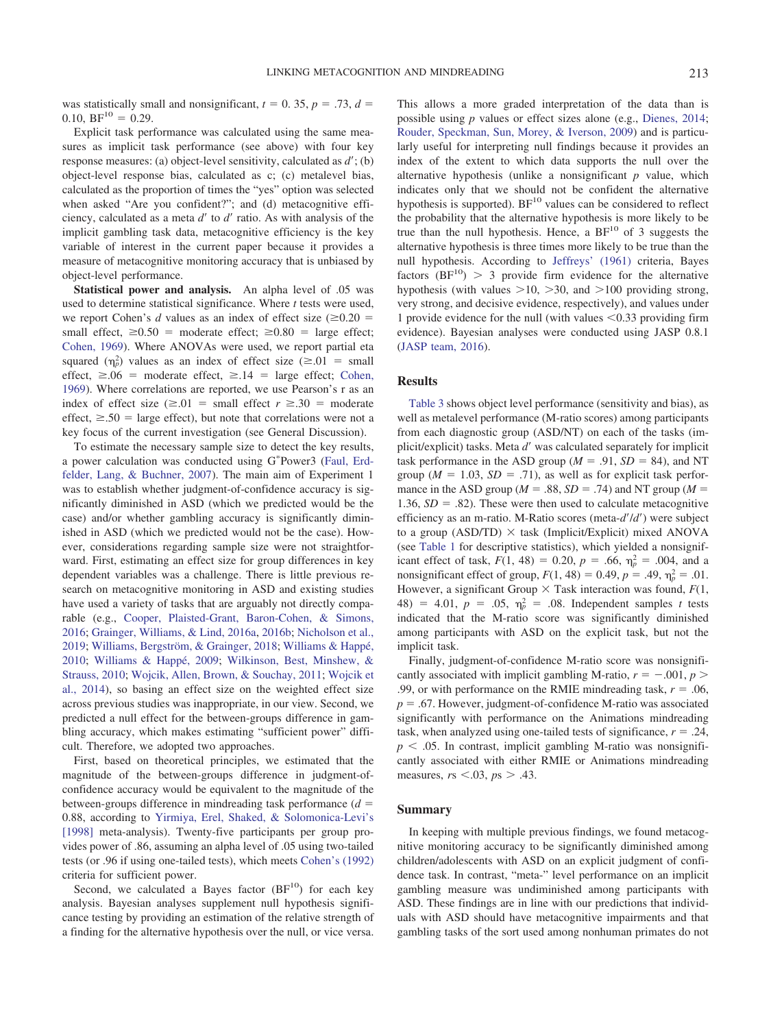was statistically small and nonsignificant, $t = 0.35$, $p = .73$, $d = 0.10$, $BF^{10} = 0.29$.

Explicit task performance was calculated using the same measures as implicit task performance (see above) with four key response measures: (a) object-level sensitivity, calculated as $d'$; (b) object-level response bias, calculated as c; (c) metalevel bias, calculated as the proportion of times the "yes" option was selected when asked "Are you confident?"; and (d) metacognitive efficiency, calculated as a meta $d'$ to $d'$ ratio. As with analysis of the implicit gambling task data, metacognitive efficiency is the key variable of interest in the current paper because it provides a measure of metacognitive monitoring accuracy that is unbiased by object-level performance.

**Statistical power and analysis.** An alpha level of .05 was used to determine statistical significance. Where *t* tests were used, we report Cohen's *d* values as an index of effect size ($\geq$0.20 = small effect, $\geq$0.50 = moderate effect; $\geq$0.80 = large effect; Cohen, 1969). Where ANOVAs were used, we report partial eta squared ($\eta_p^2$) values as an index of effect size ($\geq$.01 = small effect, $\geq$.06 = moderate effect, $\geq$.14 = large effect; Cohen, 1969). Where correlations are reported, we use Pearson's r as an index of effect size ($\geq$.01 = small effect $r \geq$.30 = moderate effect, $\geq$.50 = large effect), but note that correlations were not a key focus of the current investigation (see General Discussion).

To estimate the necessary sample size to detect the key results, a power calculation was conducted using G*Power3 (Faul, Erdfelder, Lang, & Buchner, 2007). The main aim of Experiment 1 was to establish whether judgment-of-confidence accuracy is significantly diminished in ASD (which we predicted would be the case) and/or whether gambling accuracy is significantly diminished in ASD (which we predicted would not be the case). However, considerations regarding sample size were not straightforward. First, estimating an effect size for group differences in key dependent variables was a challenge. There is little previous research on metacognitive monitoring in ASD and existing studies have used a variety of tasks that are arguably not directly comparable (e.g., Cooper, Plaisted-Grant, Baron-Cohen, & Simons, 2016; Grainger, Williams, & Lind, 2016a, 2016b; Nicholson et al., 2019; Williams, Bergström, & Grainger, 2018; Williams & Happé, 2010; Williams & Happé, 2009; Wilkinson, Best, Minshew, & Strauss, 2010; Wojcik, Allen, Brown, & Souchay, 2011; Wojcik et al., 2014), so basing an effect size on the weighted effect size across previous studies was inappropriate, in our view. Second, we predicted a null effect for the between-groups difference in gambling accuracy, which makes estimating "sufficient power" difficult. Therefore, we adopted two approaches.

First, based on theoretical principles, we estimated that the magnitude of the between-groups difference in judgment-of-confidence accuracy would be equivalent to the magnitude of the between-groups difference in mindreading task performance ($d = 0.88$, according to Yirmiya, Erel, Shaked, & Solomonica-Levi's [1998] meta-analysis). Twenty-five participants per group provides power of .86, assuming an alpha level of .05 using two-tailed tests (or .96 if using one-tailed tests), which meets Cohen's (1992) criteria for sufficient power.

Second, we calculated a Bayes factor ($BF^{10}$) for each key analysis. Bayesian analyses supplement null hypothesis significance testing by providing an estimation of the relative strength of a finding for the alternative hypothesis over the null, or vice versa. This allows a more graded interpretation of the data than is possible using *p* values or effect sizes alone (e.g., Dienes, 2014; Rouder, Speckman, Sun, Morey, & Iverson, 2009) and is particularly useful for interpreting null findings because it provides an index of the extent to which data supports the null over the alternative hypothesis (unlike a nonsignificant *p* value, which indicates only that we should not be confident the alternative hypothesis is supported). $BF^{10}$ values can be considered to reflect the probability that the alternative hypothesis is more likely to be true than the null hypothesis. Hence, a $BF^{10}$ of 3 suggests the alternative hypothesis is three times more likely to be true than the null hypothesis. According to Jeffreys' (1961) criteria, Bayes factors ($BF^{10}$) > 3 provide firm evidence for the alternative hypothesis (with values >10, >30, and >100 providing strong, very strong, and decisive evidence, respectively), and values under 1 provide evidence for the null (with values <0.33 providing firm evidence). Bayesian analyses were conducted using JASP 0.8.1 (JASP team, 2016).

## Results

Table 3 shows object level performance (sensitivity and bias), as well as metalevel performance (M-ratio scores) among participants from each diagnostic group (ASD/NT) on each of the tasks (implicit/explicit) tasks. Meta $d'$ was calculated separately for implicit task performance in the ASD group ($M = .91$, $SD = 84$), and NT group ($M = 1.03$, $SD = .71$), as well as for explicit task performance in the ASD group ($M = .88$, $SD = .74$) and NT group ($M = 1.36$, $SD = .82$). These were then used to calculate metacognitive efficiency as an m-ratio. M-Ratio scores (meta-$d'/d'$) were subject to a group (ASD/TD) × task (Implicit/Explicit) mixed ANOVA (see Table 1 for descriptive statistics), which yielded a nonsignificant effect of task, $F(1, 48) = 0.20$, $p = .66$, $\eta_p^2 = .004$, and a nonsignificant effect of group, $F(1, 48) = 0.49$, $p = .49$, $\eta_p^2 = .01$. However, a significant Group × Task interaction was found, $F(1, 48) = 4.01$, $p = .05$, $\eta_p^2 = .08$. Independent samples *t* tests indicated that the M-ratio score was significantly diminished among participants with ASD on the explicit task, but not the implicit task.

Finally, judgment-of-confidence M-ratio score was nonsignificantly associated with implicit gambling M-ratio, $r = -.001$, $p > .99$, or with performance on the RMIE mindreading task, $r = .06$, $p = .67$. However, judgment-of-confidence M-ratio was associated significantly with performance on the Animations mindreading task, when analyzed using one-tailed tests of significance, $r = .24$, $p < .05$. In contrast, implicit gambling M-ratio was nonsignificantly associated with either RMIE or Animations mindreading measures, $rs < .03$, $ps > .43$.

## Summary

In keeping with multiple previous findings, we found metacognitive monitoring accuracy to be significantly diminished among children/adolescents with ASD on an explicit judgment of confidence task. In contrast, "meta-" level performance on an implicit gambling measure was undiminished among participants with ASD. These findings are in line with our predictions that individuals with ASD should have metacognitive impairments and that gambling tasks of the sort used among nonhuman primates do not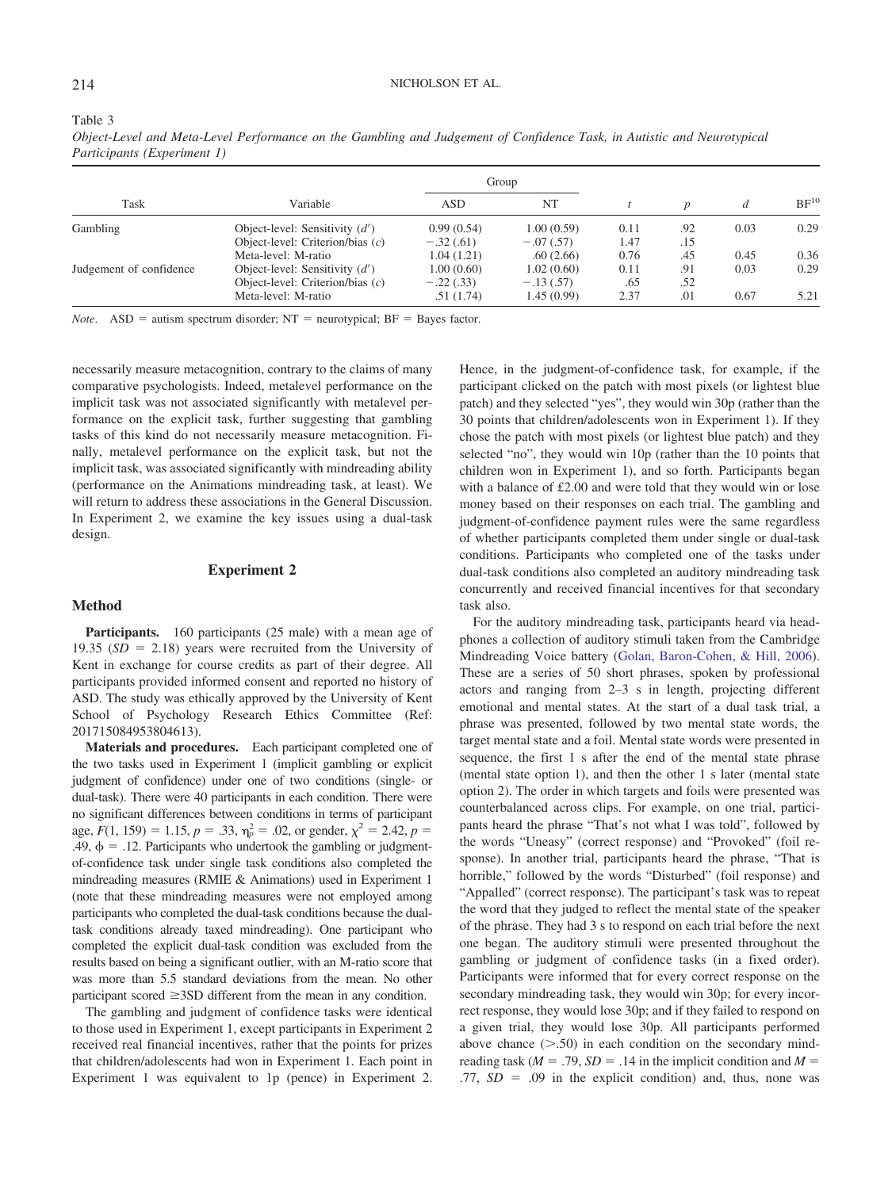Table 3

*Object-Level and Meta-Level Performance on the Gambling and Judgement of Confidence Task, in Autistic and Neurotypical Participants (Experiment 1)*

| Task | Variable | Group | | $t$ | $p$ | $d$ | $BF^{10}$ |
|---|---|---|---|---|---|---|---|
| | | ASD | NT | | | | |
| Gambling | Object-level: Sensitivity ($d'$) | 0.99 (0.54) | 1.00 (0.59) | 0.11 | .92 | 0.03 | 0.29 |
| | Object-level: Criterion/bias ($c$) | −.32 (.61) | −.07 (.57) | 1.47 | .15 | | |
| | Meta-level: M-ratio | 1.04 (1.21) | .60 (2.66) | 0.76 | .45 | 0.45 | 0.36 |
| Judgement of confidence | Object-level: Sensitivity ($d'$) | 1.00 (0.60) | 1.02 (0.60) | 0.11 | .91 | 0.03 | 0.29 |
| | Object-level: Criterion/bias ($c$) | −.22 (.33) | −.13 (.57) | .65 | .52 | | |
| | Meta-level: M-ratio | .51 (1.74) | 1.45 (0.99) | 2.37 | .01 | 0.67 | 5.21 |

*Note*. ASD = autism spectrum disorder; NT = neurotypical; BF = Bayes factor.

necessarily measure metacognition, contrary to the claims of many comparative psychologists. Indeed, metalevel performance on the implicit task was not associated significantly with metalevel performance on the explicit task, further suggesting that gambling tasks of this kind do not necessarily measure metacognition. Finally, metalevel performance on the explicit task, but not the implicit task, was associated significantly with mindreading ability (performance on the Animations mindreading task, at least). We will return to address these associations in the General Discussion. In Experiment 2, we examine the key issues using a dual-task design.

## Experiment 2

### Method

**Participants.** 160 participants (25 male) with a mean age of 19.35 ($SD$ = 2.18) years were recruited from the University of Kent in exchange for course credits as part of their degree. All participants provided informed consent and reported no history of ASD. The study was ethically approved by the University of Kent School of Psychology Research Ethics Committee (Ref: 201715084953804613).

**Materials and procedures.** Each participant completed one of the two tasks used in Experiment 1 (implicit gambling or explicit judgment of confidence) under one of two conditions (single- or dual-task). There were 40 participants in each condition. There were no significant differences between conditions in terms of participant age, $F(1, 159) = 1.15$, $p = .33$, $\eta_p^2 = .02$, or gender, $\chi^2 = 2.42$, $p = .49$, $\phi = .12$. Participants who undertook the gambling or judgment-of-confidence task under single task conditions also completed the mindreading measures (RMIE & Animations) used in Experiment 1 (note that these mindreading measures were not employed among participants who completed the dual-task conditions because the dual-task conditions already taxed mindreading). One participant who completed the explicit dual-task condition was excluded from the results based on being a significant outlier, with an M-ratio score that was more than 5.5 standard deviations from the mean. No other participant scored ≥3SD different from the mean in any condition.

The gambling and judgment of confidence tasks were identical to those used in Experiment 1, except participants in Experiment 2 received real financial incentives, rather that the points for prizes that children/adolescents had won in Experiment 1. Each point in Experiment 1 was equivalent to 1p (pence) in Experiment 2. Hence, in the judgment-of-confidence task, for example, if the participant clicked on the patch with most pixels (or lightest blue patch) and they selected "yes", they would win 30p (rather than the 30 points that children/adolescents won in Experiment 1). If they chose the patch with most pixels (or lightest blue patch) and they selected "no", they would win 10p (rather than the 10 points that children won in Experiment 1), and so forth. Participants began with a balance of £2.00 and were told that they would win or lose money based on their responses on each trial. The gambling and judgment-of-confidence payment rules were the same regardless of whether participants completed them under single or dual-task conditions. Participants who completed one of the tasks under dual-task conditions also completed an auditory mindreading task concurrently and received financial incentives for that secondary task also.

For the auditory mindreading task, participants heard via headphones a collection of auditory stimuli taken from the Cambridge Mindreading Voice battery (Golan, Baron-Cohen, & Hill, 2006). These are a series of 50 short phrases, spoken by professional actors and ranging from 2–3 s in length, projecting different emotional and mental states. At the start of a dual task trial, a phrase was presented, followed by two mental state words, the target mental state and a foil. Mental state words were presented in sequence, the first 1 s after the end of the mental state phrase (mental state option 1), and then the other 1 s later (mental state option 2). The order in which targets and foils were presented was counterbalanced across clips. For example, on one trial, participants heard the phrase "That's not what I was told", followed by the words "Uneasy" (correct response) and "Provoked" (foil response). In another trial, participants heard the phrase, "That is horrible," followed by the words "Disturbed" (foil response) and "Appalled" (correct response). The participant's task was to repeat the word that they judged to reflect the mental state of the speaker of the phrase. They had 3 s to respond on each trial before the next one began. The auditory stimuli were presented throughout the gambling or judgment of confidence tasks (in a fixed order). Participants were informed that for every correct response on the secondary mindreading task, they would win 30p; for every incorrect response, they would lose 30p; and if they failed to respond on a given trial, they would lose 30p. All participants performed above chance (>.50) in each condition on the secondary mindreading task ($M$ = .79, $SD$ = .14 in the implicit condition and $M$ = .77, $SD$ = .09 in the explicit condition) and, thus, none was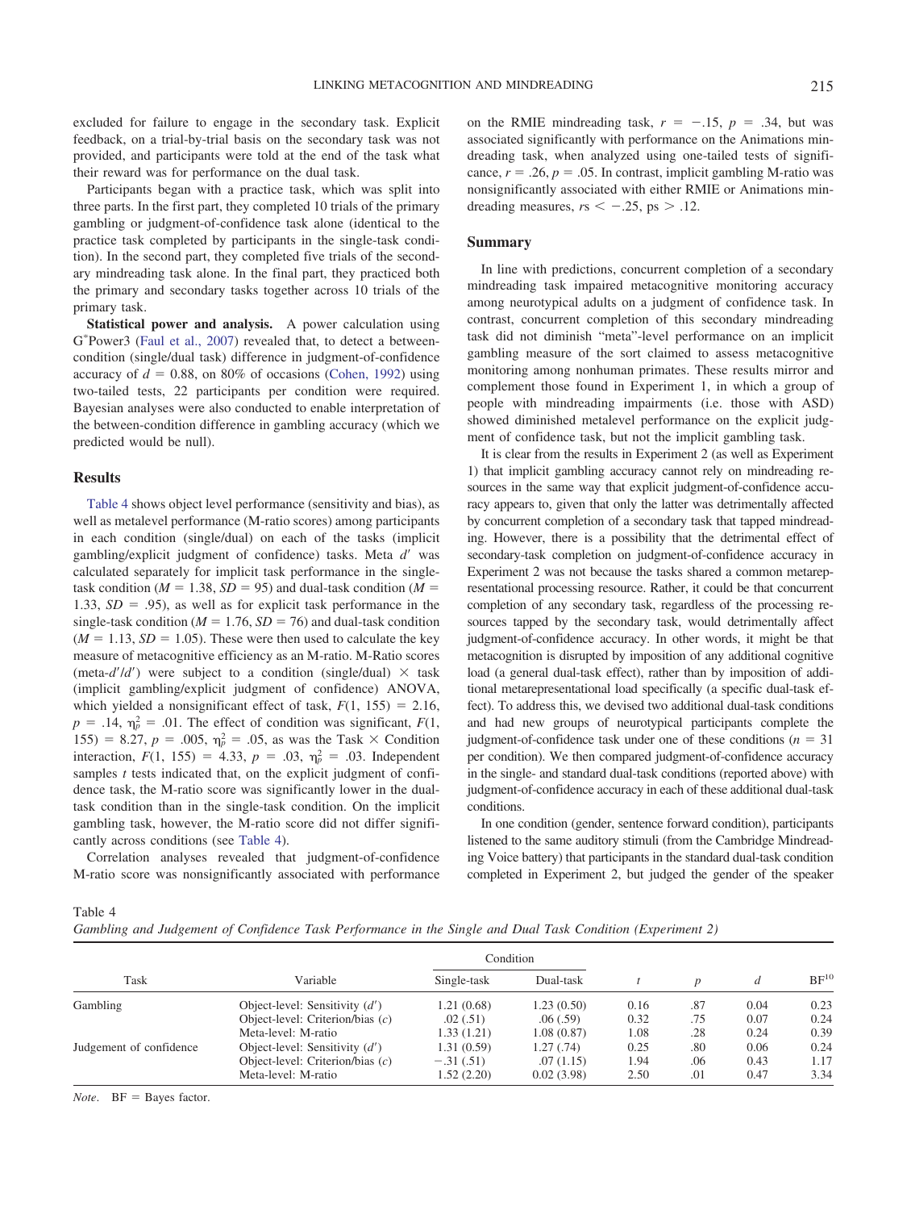excluded for failure to engage in the secondary task. Explicit feedback, on a trial-by-trial basis on the secondary task was not provided, and participants were told at the end of the task what their reward was for performance on the dual task.

Participants began with a practice task, which was split into three parts. In the first part, they completed 10 trials of the primary gambling or judgment-of-confidence task alone (identical to the practice task completed by participants in the single-task condition). In the second part, they completed five trials of the secondary mindreading task alone. In the final part, they practiced both the primary and secondary tasks together across 10 trials of the primary task.

**Statistical power and analysis.** A power calculation using G*Power3 (Faul et al., 2007) revealed that, to detect a between-condition (single/dual task) difference in judgment-of-confidence accuracy of $d = 0.88$, on 80% of occasions (Cohen, 1992) using two-tailed tests, 22 participants per condition were required. Bayesian analyses were also conducted to enable interpretation of the between-condition difference in gambling accuracy (which we predicted would be null).

## Results

Table 4 shows object level performance (sensitivity and bias), as well as metalevel performance (M-ratio scores) among participants in each condition (single/dual) on each of the tasks (implicit gambling/explicit judgment of confidence) tasks. Meta $d'$ was calculated separately for implicit task performance in the single-task condition ($M = 1.38$, $SD = 95$) and dual-task condition ($M = 1.33$, $SD = .95$), as well as for explicit task performance in the single-task condition ($M = 1.76$, $SD = 76$) and dual-task condition ($M = 1.13$, $SD = 1.05$). These were then used to calculate the key measure of metacognitive efficiency as an M-ratio. M-Ratio scores (meta-$d'/d'$) were subject to a condition (single/dual) × task (implicit gambling/explicit judgment of confidence) ANOVA, which yielded a nonsignificant effect of task, $F(1, 155) = 2.16$, $p = .14$, $\eta_p^2 = .01$. The effect of condition was significant, $F(1, 155) = 8.27$, $p = .005$, $\eta_p^2 = .05$, as was the Task × Condition interaction, $F(1, 155) = 4.33$, $p = .03$, $\eta_p^2 = .03$. Independent samples $t$ tests indicated that, on the explicit judgment of confidence task, the M-ratio score was significantly lower in the dual-task condition than in the single-task condition. On the implicit gambling task, however, the M-ratio score did not differ significantly across conditions (see Table 4).

Correlation analyses revealed that judgment-of-confidence M-ratio score was nonsignificantly associated with performance on the RMIE mindreading task, $r = -.15$, $p = .34$, but was associated significantly with performance on the Animations mindreading task, when analyzed using one-tailed tests of significance, $r = .26$, $p = .05$. In contrast, implicit gambling M-ratio was nonsignificantly associated with either RMIE or Animations mindreading measures, $rs < -.25$, ps $> .12$.

## Summary

In line with predictions, concurrent completion of a secondary mindreading task impaired metacognitive monitoring accuracy among neurotypical adults on a judgment of confidence task. In contrast, concurrent completion of this secondary mindreading task did not diminish "meta"-level performance on an implicit gambling measure of the sort claimed to assess metacognitive monitoring among nonhuman primates. These results mirror and complement those found in Experiment 1, in which a group of people with mindreading impairments (i.e. those with ASD) showed diminished metalevel performance on the explicit judgment of confidence task, but not the implicit gambling task.

It is clear from the results in Experiment 2 (as well as Experiment 1) that implicit gambling accuracy cannot rely on mindreading resources in the same way that explicit judgment-of-confidence accuracy appears to, given that only the latter was detrimentally affected by concurrent completion of a secondary task that tapped mindreading. However, there is a possibility that the detrimental effect of secondary-task completion on judgment-of-confidence accuracy in Experiment 2 was not because the tasks shared a common metarepresentational processing resource. Rather, it could be that concurrent completion of any secondary task, regardless of the processing resources tapped by the secondary task, would detrimentally affect judgment-of-confidence accuracy. In other words, it might be that metacognition is disrupted by imposition of any additional cognitive load (a general dual-task effect), rather than by imposition of additional metarepresentational load specifically (a specific dual-task effect). To address this, we devised two additional dual-task conditions and had new groups of neurotypical participants complete the judgment-of-confidence task under one of these conditions ($n = 31$ per condition). We then compared judgment-of-confidence accuracy in the single- and standard dual-task conditions (reported above) with judgment-of-confidence accuracy in each of these additional dual-task conditions.

In one condition (gender, sentence forward condition), participants listened to the same auditory stimuli (from the Cambridge Mindreading Voice battery) that participants in the standard dual-task condition completed in Experiment 2, but judged the gender of the speaker

Table 4
*Gambling and Judgement of Confidence Task Performance in the Single and Dual Task Condition (Experiment 2)*

| Task | Variable | Condition | | $t$ | $p$ | $d$ | BF[10] |
|---|---|---|---|---|---|---|---|
| | | Single-task | Dual-task | | | | |
| Gambling | Object-level: Sensitivity ($d'$) | 1.21 (0.68) | 1.23 (0.50) | 0.16 | .87 | 0.04 | 0.23 |
| | Object-level: Criterion/bias ($c$) | .02 (.51) | .06 (.59) | 0.32 | .75 | 0.07 | 0.24 |
| | Meta-level: M-ratio | 1.33 (1.21) | 1.08 (0.87) | 1.08 | .28 | 0.24 | 0.39 |
| Judgement of confidence | Object-level: Sensitivity ($d'$) | 1.31 (0.59) | 1.27 (.74) | 0.25 | .80 | 0.06 | 0.24 |
| | Object-level: Criterion/bias ($c$) | −.31 (.51) | .07 (1.15) | 1.94 | .06 | 0.43 | 1.17 |
| | Meta-level: M-ratio | 1.52 (2.20) | 0.02 (3.98) | 2.50 | .01 | 0.47 | 3.34 |

*Note*. BF = Bayes factor.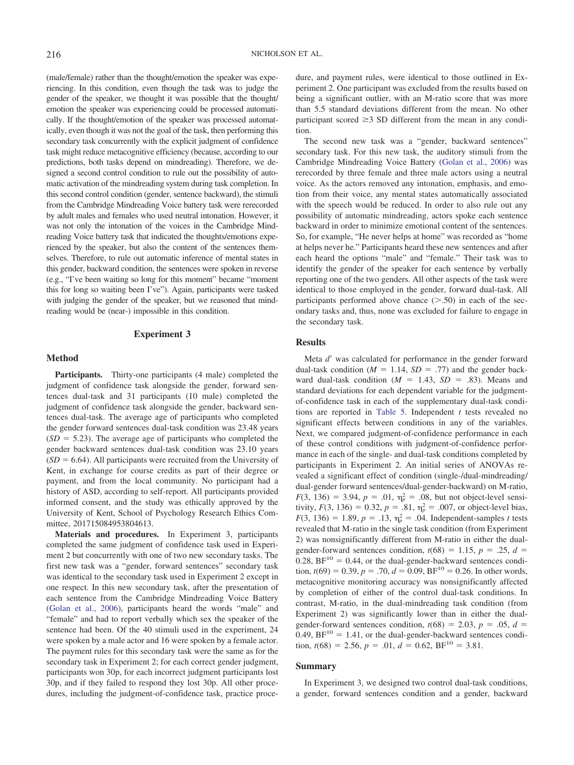(male/female) rather than the thought/emotion the speaker was experiencing. In this condition, even though the task was to judge the gender of the speaker, we thought it was possible that the thought/emotion the speaker was experiencing could be processed automatically. If the thought/emotion of the speaker was processed automatically, even though it was not the goal of the task, then performing this secondary task concurrently with the explicit judgment of confidence task might reduce metacognitive efficiency (because, according to our predictions, both tasks depend on mindreading). Therefore, we designed a second control condition to rule out the possibility of automatic activation of the mindreading system during task completion. In this second control condition (gender, sentence backward), the stimuli from the Cambridge Mindreading Voice battery task were rerecorded by adult males and females who used neutral intonation. However, it was not only the intonation of the voices in the Cambridge Mindreading Voice battery task that indicated the thoughts/emotions experienced by the speaker, but also the content of the sentences themselves. Therefore, to rule out automatic inference of mental states in this gender, backward condition, the sentences were spoken in reverse (e.g., "I've been waiting so long for this moment" became "moment this for long so waiting been I've"). Again, participants were tasked with judging the gender of the speaker, but we reasoned that mindreading would be (near-) impossible in this condition.

## Experiment 3

### Method

**Participants.** Thirty-one participants (4 male) completed the judgment of confidence task alongside the gender, forward sentences dual-task and 31 participants (10 male) completed the judgment of confidence task alongside the gender, backward sentences dual-task. The average age of participants who completed the gender forward sentences dual-task condition was 23.48 years ($SD$ = 5.23). The average age of participants who completed the gender backward sentences dual-task condition was 23.10 years ($SD$ = 6.64). All participants were recruited from the University of Kent, in exchange for course credits as part of their degree or payment, and from the local community. No participant had a history of ASD, according to self-report. All participants provided informed consent, and the study was ethically approved by the University of Kent, School of Psychology Research Ethics Committee, 201715084953804613.

**Materials and procedures.** In Experiment 3, participants completed the same judgment of confidence task used in Experiment 2 but concurrently with one of two new secondary tasks. The first new task was a "gender, forward sentences" secondary task was identical to the secondary task used in Experiment 2 except in one respect. In this new secondary task, after the presentation of each sentence from the Cambridge Mindreading Voice Battery (Golan et al., 2006), participants heard the words "male" and "female" and had to report verbally which sex the speaker of the sentence had been. Of the 40 stimuli used in the experiment, 24 were spoken by a male actor and 16 were spoken by a female actor. The payment rules for this secondary task were the same as for the secondary task in Experiment 2; for each correct gender judgment, participants won 30p, for each incorrect judgment participants lost 30p, and if they failed to respond they lost 30p. All other procedures, including the judgment-of-confidence task, practice procedure, and payment rules, were identical to those outlined in Experiment 2. One participant was excluded from the results based on being a significant outlier, with an M-ratio score that was more than 5.5 standard deviations different from the mean. No other participant scored ≥3 SD different from the mean in any condition.

The second new task was a "gender, backward sentences" secondary task. For this new task, the auditory stimuli from the Cambridge Mindreading Voice Battery (Golan et al., 2006) was rerecorded by three female and three male actors using a neutral voice. As the actors removed any intonation, emphasis, and emotion from their voice, any mental states automatically associated with the speech would be reduced. In order to also rule out any possibility of automatic mindreading, actors spoke each sentence backward in order to minimize emotional content of the sentences. So, for example, "He never helps at home" was recorded as "home at helps never he." Participants heard these new sentences and after each heard the options "male" and "female." Their task was to identify the gender of the speaker for each sentence by verbally reporting one of the two genders. All other aspects of the task were identical to those employed in the gender, forward dual-task. All participants performed above chance (>.50) in each of the secondary tasks and, thus, none was excluded for failure to engage in the secondary task.

### Results

Meta $d'$ was calculated for performance in the gender forward dual-task condition ($M$ = 1.14, $SD$ = .77) and the gender backward dual-task condition ($M$ = 1.43, $SD$ = .83). Means and standard deviations for each dependent variable for the judgment-of-confidence task in each of the supplementary dual-task conditions are reported in Table 5. Independent $t$ tests revealed no significant effects between conditions in any of the variables. Next, we compared judgment-of-confidence performance in each of these control conditions with judgment-of-confidence performance in each of the single- and dual-task conditions completed by participants in Experiment 2. An initial series of ANOVAs revealed a significant effect of condition (single-/dual-mindreading/dual-gender forward sentences/dual-gender-backward) on M-ratio, $F(3, 136) = 3.94$, $p = .01$, $\eta_p^2 = .08$, but not object-level sensitivity, $F(3, 136) = 0.32$, $p = .81$, $\eta_p^2 = .007$, or object-level bias, $F(3, 136) = 1.89$, $p = .13$, $\eta_p^2 = .04$. Independent-samples $t$ tests revealed that M-ratio in the single task condition (from Experiment 2) was nonsignificantly different from M-ratio in either the dual-gender-forward sentences condition, $t(68) = 1.15$, $p = .25$, $d = 0.28$, $BF^{10} = 0.44$, or the dual-gender-backward sentences condition, $t(69) = 0.39$, $p = .70$, $d = 0.09$, $BF^{10} = 0.26$. In other words, metacognitive monitoring accuracy was nonsignificantly affected by completion of either of the control dual-task conditions. In contrast, M-ratio, in the dual-mindreading task condition (from Experiment 2) was significantly lower than in either the dual-gender-forward sentences condition, $t(68) = 2.03$, $p = .05$, $d = 0.49$, $BF^{10} = 1.41$, or the dual-gender-backward sentences condition, $t(68) = 2.56$, $p = .01$, $d = 0.62$, $BF^{10} = 3.81$.

### Summary

In Experiment 3, we designed two control dual-task conditions, a gender, forward sentences condition and a gender, backward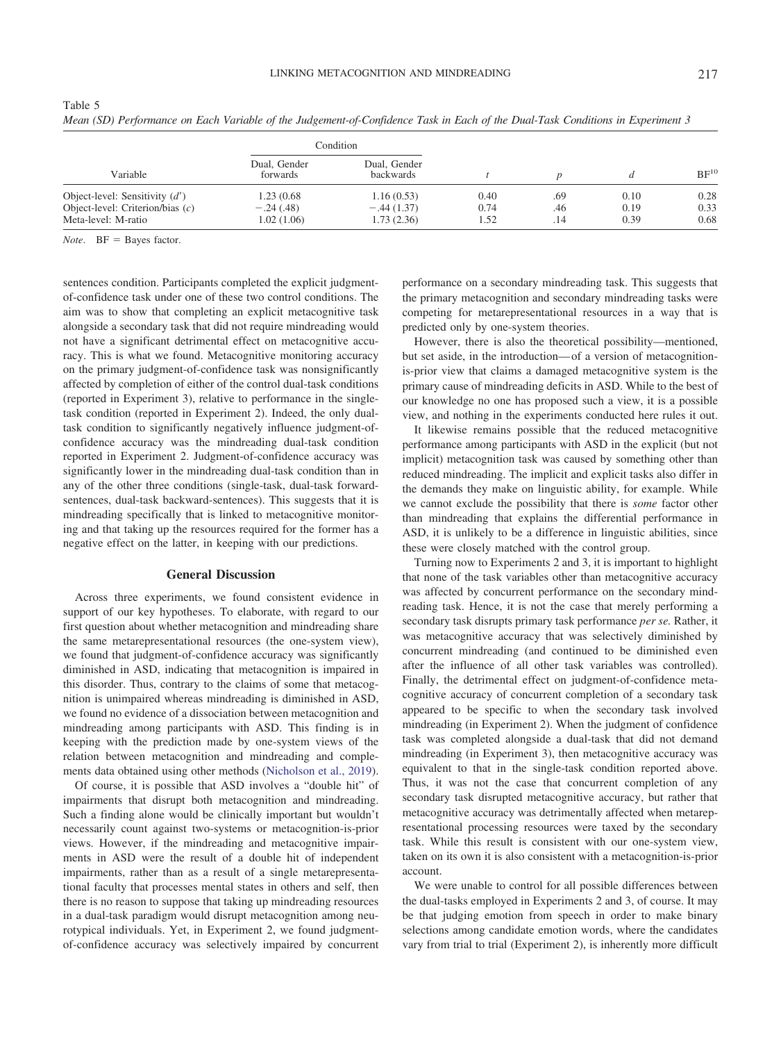Table 5

*Mean (SD) Performance on Each Variable of the Judgement-of-Confidence Task in Each of the Dual-Task Conditions in Experiment 3*

| Variable | Condition | | $t$ | $p$ | $d$ | $BF^{10}$ |
|---|---|---|---|---|---|---|
| | Dual, Gender forwards | Dual, Gender backwards | | | | |
| Object-level: Sensitivity ($d'$) | 1.23 (0.68 | 1.16 (0.53) | 0.40 | .69 | 0.10 | 0.28 |
| Object-level: Criterion/bias ($c$) | −.24 (.48) | −.44 (1.37) | 0.74 | .46 | 0.19 | 0.33 |
| Meta-level: M-ratio | 1.02 (1.06) | 1.73 (2.36) | 1.52 | .14 | 0.39 | 0.68 |

*Note*. BF = Bayes factor.

sentences condition. Participants completed the explicit judgment-of-confidence task under one of these two control conditions. The aim was to show that completing an explicit metacognitive task alongside a secondary task that did not require mindreading would not have a significant detrimental effect on metacognitive accuracy. This is what we found. Metacognitive monitoring accuracy on the primary judgment-of-confidence task was nonsignificantly affected by completion of either of the control dual-task conditions (reported in Experiment 3), relative to performance in the single-task condition (reported in Experiment 2). Indeed, the only dual-task condition to significantly negatively influence judgment-of-confidence accuracy was the mindreading dual-task condition reported in Experiment 2. Judgment-of-confidence accuracy was significantly lower in the mindreading dual-task condition than in any of the other three conditions (single-task, dual-task forward-sentences, dual-task backward-sentences). This suggests that it is mindreading specifically that is linked to metacognitive monitoring and that taking up the resources required for the former has a negative effect on the latter, in keeping with our predictions.

## General Discussion

Across three experiments, we found consistent evidence in support of our key hypotheses. To elaborate, with regard to our first question about whether metacognition and mindreading share the same metarepresentational resources (the one-system view), we found that judgment-of-confidence accuracy was significantly diminished in ASD, indicating that metacognition is impaired in this disorder. Thus, contrary to the claims of some that metacognition is unimpaired whereas mindreading is diminished in ASD, we found no evidence of a dissociation between metacognition and mindreading among participants with ASD. This finding is in keeping with the prediction made by one-system views of the relation between metacognition and mindreading and complements data obtained using other methods (Nicholson et al., 2019).

Of course, it is possible that ASD involves a "double hit" of impairments that disrupt both metacognition and mindreading. Such a finding alone would be clinically important but wouldn't necessarily count against two-systems or metacognition-is-prior views. However, if the mindreading and metacognitive impairments in ASD were the result of a double hit of independent impairments, rather than as a result of a single metarepresentational faculty that processes mental states in others and self, then there is no reason to suppose that taking up mindreading resources in a dual-task paradigm would disrupt metacognition among neurotypical individuals. Yet, in Experiment 2, we found judgment-of-confidence accuracy was selectively impaired by concurrent performance on a secondary mindreading task. This suggests that the primary metacognition and secondary mindreading tasks were competing for metarepresentational resources in a way that is predicted only by one-system theories.

However, there is also the theoretical possibility—mentioned, but set aside, in the introduction—of a version of metacognition-is-prior view that claims a damaged metacognitive system is the primary cause of mindreading deficits in ASD. While to the best of our knowledge no one has proposed such a view, it is a possible view, and nothing in the experiments conducted here rules it out.

It likewise remains possible that the reduced metacognitive performance among participants with ASD in the explicit (but not implicit) metacognition task was caused by something other than reduced mindreading. The implicit and explicit tasks also differ in the demands they make on linguistic ability, for example. While we cannot exclude the possibility that there is *some* factor other than mindreading that explains the differential performance in ASD, it is unlikely to be a difference in linguistic abilities, since these were closely matched with the control group.

Turning now to Experiments 2 and 3, it is important to highlight that none of the task variables other than metacognitive accuracy was affected by concurrent performance on the secondary mindreading task. Hence, it is not the case that merely performing a secondary task disrupts primary task performance *per se*. Rather, it was metacognitive accuracy that was selectively diminished by concurrent mindreading (and continued to be diminished even after the influence of all other task variables was controlled). Finally, the detrimental effect on judgment-of-confidence metacognitive accuracy of concurrent completion of a secondary task appeared to be specific to when the secondary task involved mindreading (in Experiment 2). When the judgment of confidence task was completed alongside a dual-task that did not demand mindreading (in Experiment 3), then metacognitive accuracy was equivalent to that in the single-task condition reported above. Thus, it was not the case that concurrent completion of any secondary task disrupted metacognitive accuracy, but rather that metacognitive accuracy was detrimentally affected when metarepresentational processing resources were taxed by the secondary task. While this result is consistent with our one-system view, taken on its own it is also consistent with a metacognition-is-prior account.

We were unable to control for all possible differences between the dual-tasks employed in Experiments 2 and 3, of course. It may be that judging emotion from speech in order to make binary selections among candidate emotion words, where the candidates vary from trial to trial (Experiment 2), is inherently more difficult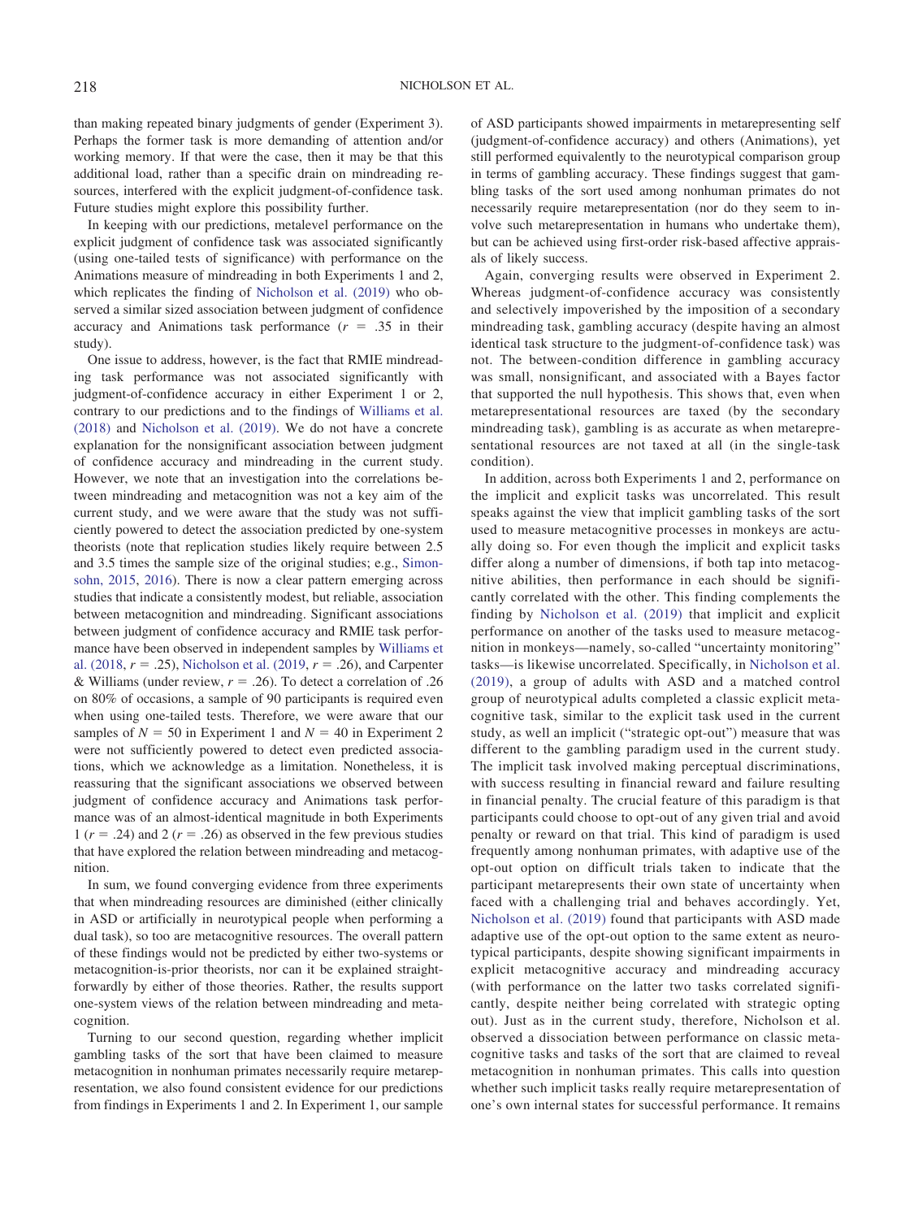than making repeated binary judgments of gender (Experiment 3). Perhaps the former task is more demanding of attention and/or working memory. If that were the case, then it may be that this additional load, rather than a specific drain on mindreading resources, interfered with the explicit judgment-of-confidence task. Future studies might explore this possibility further.

In keeping with our predictions, metalevel performance on the explicit judgment of confidence task was associated significantly (using one-tailed tests of significance) with performance on the Animations measure of mindreading in both Experiments 1 and 2, which replicates the finding of Nicholson et al. (2019) who observed a similar sized association between judgment of confidence accuracy and Animations task performance ($r = .35$ in their study).

One issue to address, however, is the fact that RMIE mindreading task performance was not associated significantly with judgment-of-confidence accuracy in either Experiment 1 or 2, contrary to our predictions and to the findings of Williams et al. (2018) and Nicholson et al. (2019). We do not have a concrete explanation for the nonsignificant association between judgment of confidence accuracy and mindreading in the current study. However, we note that an investigation into the correlations between mindreading and metacognition was not a key aim of the current study, and we were aware that the study was not sufficiently powered to detect the association predicted by one-system theorists (note that replication studies likely require between 2.5 and 3.5 times the sample size of the original studies; e.g., Simonsohn, 2015, 2016). There is now a clear pattern emerging across studies that indicate a consistently modest, but reliable, association between metacognition and mindreading. Significant associations between judgment of confidence accuracy and RMIE task performance have been observed in independent samples by Williams et al. (2018, $r = .25$), Nicholson et al. (2019, $r = .26$), and Carpenter & Williams (under review, $r = .26$). To detect a correlation of .26 on 80% of occasions, a sample of 90 participants is required even when using one-tailed tests. Therefore, we were aware that our samples of $N = 50$ in Experiment 1 and $N = 40$ in Experiment 2 were not sufficiently powered to detect even predicted associations, which we acknowledge as a limitation. Nonetheless, it is reassuring that the significant associations we observed between judgment of confidence accuracy and Animations task performance was of an almost-identical magnitude in both Experiments 1 ($r = .24$) and 2 ($r = .26$) as observed in the few previous studies that have explored the relation between mindreading and metacognition.

In sum, we found converging evidence from three experiments that when mindreading resources are diminished (either clinically in ASD or artificially in neurotypical people when performing a dual task), so too are metacognitive resources. The overall pattern of these findings would not be predicted by either two-systems or metacognition-is-prior theorists, nor can it be explained straightforwardly by either of those theories. Rather, the results support one-system views of the relation between mindreading and metacognition.

Turning to our second question, regarding whether implicit gambling tasks of the sort that have been claimed to measure metacognition in nonhuman primates necessarily require metarepresentation, we also found consistent evidence for our predictions from findings in Experiments 1 and 2. In Experiment 1, our sample of ASD participants showed impairments in metarepresenting self (judgment-of-confidence accuracy) and others (Animations), yet still performed equivalently to the neurotypical comparison group in terms of gambling accuracy. These findings suggest that gambling tasks of the sort used among nonhuman primates do not necessarily require metarepresentation (nor do they seem to involve such metarepresentation in humans who undertake them), but can be achieved using first-order risk-based affective appraisals of likely success.

Again, converging results were observed in Experiment 2. Whereas judgment-of-confidence accuracy was consistently and selectively impoverished by the imposition of a secondary mindreading task, gambling accuracy (despite having an almost identical task structure to the judgment-of-confidence task) was not. The between-condition difference in gambling accuracy was small, nonsignificant, and associated with a Bayes factor that supported the null hypothesis. This shows that, even when metarepresentational resources are taxed (by the secondary mindreading task), gambling is as accurate as when metarepresentational resources are not taxed at all (in the single-task condition).

In addition, across both Experiments 1 and 2, performance on the implicit and explicit tasks was uncorrelated. This result speaks against the view that implicit gambling tasks of the sort used to measure metacognitive processes in monkeys are actually doing so. For even though the implicit and explicit tasks differ along a number of dimensions, if both tap into metacognitive abilities, then performance in each should be significantly correlated with the other. This finding complements the finding by Nicholson et al. (2019) that implicit and explicit performance on another of the tasks used to measure metacognition in monkeys—namely, so-called "uncertainty monitoring" tasks—is likewise uncorrelated. Specifically, in Nicholson et al. (2019), a group of adults with ASD and a matched control group of neurotypical adults completed a classic explicit metacognitive task, similar to the explicit task used in the current study, as well an implicit ("strategic opt-out") measure that was different to the gambling paradigm used in the current study. The implicit task involved making perceptual discriminations, with success resulting in financial reward and failure resulting in financial penalty. The crucial feature of this paradigm is that participants could choose to opt-out of any given trial and avoid penalty or reward on that trial. This kind of paradigm is used frequently among nonhuman primates, with adaptive use of the opt-out option on difficult trials taken to indicate that the participant metarepresents their own state of uncertainty when faced with a challenging trial and behaves accordingly. Yet, Nicholson et al. (2019) found that participants with ASD made adaptive use of the opt-out option to the same extent as neurotypical participants, despite showing significant impairments in explicit metacognitive accuracy and mindreading accuracy (with performance on the latter two tasks correlated significantly, despite neither being correlated with strategic opting out). Just as in the current study, therefore, Nicholson et al. observed a dissociation between performance on classic metacognitive tasks and tasks of the sort that are claimed to reveal metacognition in nonhuman primates. This calls into question whether such implicit tasks really require metarepresentation of one's own internal states for successful performance. It remains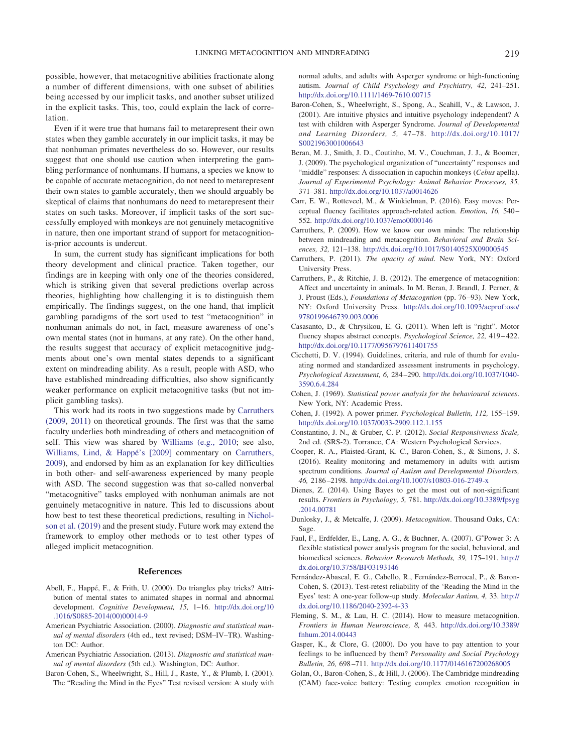possible, however, that metacognitive abilities fractionate along a number of different dimensions, with one subset of abilities being accessed by our implicit tasks, and another subset utilized in the explicit tasks. This, too, could explain the lack of correlation.

Even if it were true that humans fail to metarepresent their own states when they gamble accurately in our implicit tasks, it may be that nonhuman primates nevertheless do so. However, our results suggest that one should use caution when interpreting the gambling performance of nonhumans. If humans, a species we know to be capable of accurate metacognition, do not need to metarepresent their own states to gamble accurately, then we should arguably be skeptical of claims that nonhumans do need to metarepresent their states on such tasks. Moreover, if implicit tasks of the sort successfully employed with monkeys are not genuinely metacognitive in nature, then one important strand of support for metacognition-is-prior accounts is undercut.

In sum, the current study has significant implications for both theory development and clinical practice. Taken together, our findings are in keeping with only one of the theories considered, which is striking given that several predictions overlap across theories, highlighting how challenging it is to distinguish them empirically. The findings suggest, on the one hand, that implicit gambling paradigms of the sort used to test "metacognition" in nonhuman animals do not, in fact, measure awareness of one's own mental states (not in humans, at any rate). On the other hand, the results suggest that accuracy of explicit metacognitive judgments about one's own mental states depends to a significant extent on mindreading ability. As a result, people with ASD, who have established mindreading difficulties, also show significantly weaker performance on explicit metacognitive tasks (but not implicit gambling tasks).

This work had its roots in two suggestions made by Carruthers (2009, 2011) on theoretical grounds. The first was that the same faculty underlies both mindreading of others and metacognition of self. This view was shared by Williams (e.g., 2010; see also, Williams, Lind, & Happé's [2009] commentary on Carruthers, 2009), and endorsed by him as an explanation for key difficulties in both other- and self-awareness experienced by many people with ASD. The second suggestion was that so-called nonverbal "metacognitive" tasks employed with nonhuman animals are not genuinely metacognitive in nature. This led to discussions about how best to test these theoretical predictions, resulting in Nicholson et al. (2019) and the present study. Future work may extend the framework to employ other methods or to test other types of alleged implicit metacognition.

## References

Abell, F., Happé, F., & Frith, U. (2000). Do triangles play tricks? Attribution of mental states to animated shapes in normal and abnormal development. *Cognitive Development, 15,* 1–16. http://dx.doi.org/10.1016/S0885-2014(00)00014-9

American Psychiatric Association. (2000). *Diagnostic and statistical manual of mental disorders* (4th ed., text revised; DSM–IV–TR). Washington DC: Author.

American Psychiatric Association. (2013). *Diagnostic and statistical manual of mental disorders* (5th ed.). Washington, DC: Author.

Baron-Cohen, S., Wheelwright, S., Hill, J., Raste, Y., & Plumb, I. (2001). The "Reading the Mind in the Eyes" Test revised version: A study with normal adults, and adults with Asperger syndrome or high-functioning autism. *Journal of Child Psychology and Psychiatry, 42,* 241–251. http://dx.doi.org/10.1111/1469-7610.00715

Baron-Cohen, S., Wheelwright, S., Spong, A., Scahill, V., & Lawson, J. (2001). Are intuitive physics and intuitive psychology independent? A test with children with Asperger Syndrome. *Journal of Developmental and Learning Disorders, 5,* 47–78. http://dx.doi.org/10.1017/S0021963001006643

Beran, M. J., Smith, J. D., Coutinho, M. V., Couchman, J. J., & Boomer, J. (2009). The psychological organization of "uncertainty" responses and "middle" responses: A dissociation in capuchin monkeys (*Cebus* apella). *Journal of Experimental Psychology: Animal Behavior Processes, 35,* 371–381. http://dx.doi.org/10.1037/a0014626

Carr, E. W., Rotteveel, M., & Winkielman, P. (2016). Easy moves: Perceptual fluency facilitates approach-related action. *Emotion, 16,* 540–552. http://dx.doi.org/10.1037/emo0000146

Carruthers, P. (2009). How we know our own minds: The relationship between mindreading and metacognition. *Behavioral and Brain Sciences, 32,* 121–138. http://dx.doi.org/10.1017/S0140525X09000545

Carruthers, P. (2011). *The opacity of mind*. New York, NY: Oxford University Press.

Carruthers, P., & Ritchie, J. B. (2012). The emergence of metacognition: Affect and uncertainty in animals. In M. Beran, J. Brandl, J. Perner, & J. Proust (Eds.), *Foundations of Metacogntion* (pp. 76–93). New York, NY: Oxford University Press. http://dx.doi.org/10.1093/acprof:oso/9780199646739.003.0006

Casasanto, D., & Chrysikou, E. G. (2011). When left is "right". Motor fluency shapes abstract concepts. *Psychological Science, 22,* 419–422. http://dx.doi.org/10.1177/0956797611401755

Cicchetti, D. V. (1994). Guidelines, criteria, and rule of thumb for evaluating normed and standardized assessment instruments in psychology. *Psychological Assessment, 6,* 284–290. http://dx.doi.org/10.1037/1040-3590.6.4.284

Cohen, J. (1969). *Statistical power analysis for the behavioural sciences*. New York, NY: Academic Press.

Cohen, J. (1992). A power primer. *Psychological Bulletin, 112,* 155–159. http://dx.doi.org/10.1037/0033-2909.112.1.155

Constantino, J. N., & Gruber, C. P. (2012). *Social Responsiveness Scale,* 2nd ed. (SRS-2). Torrance, CA: Western Psychological Services.

Cooper, R. A., Plaisted-Grant, K. C., Baron-Cohen, S., & Simons, J. S. (2016). Reality monitoring and metamemory in adults with autism spectrum conditions. *Journal of Autism and Developmental Disorders, 46,* 2186–2198. http://dx.doi.org/10.1007/s10803-016-2749-x

Dienes, Z. (2014). Using Bayes to get the most out of non-significant results. *Frontiers in Psychology, 5,* 781. http://dx.doi.org/10.3389/fpsyg.2014.00781

Dunlosky, J., & Metcalfe, J. (2009). *Metacognition*. Thousand Oaks, CA: Sage.

Faul, F., Erdfelder, E., Lang, A. G., & Buchner, A. (2007). G*Power 3: A flexible statistical power analysis program for the social, behavioral, and biomedical sciences. *Behavior Research Methods, 39,* 175–191. http://dx.doi.org/10.3758/BF03193146

Fernández-Abascal, E. G., Cabello, R., Fernández-Berrocal, P., & Baron-Cohen, S. (2013). Test-retest reliability of the 'Reading the Mind in the Eyes' test: A one-year follow-up study. *Molecular Autism, 4,* 33. http://dx.doi.org/10.1186/2040-2392-4-33

Fleming, S. M., & Lau, H. C. (2014). How to measure metacognition. *Frontiers in Human Neuroscience, 8,* 443. http://dx.doi.org/10.3389/fnhum.2014.00443

Gasper, K., & Clore, G. (2000). Do you have to pay attention to your feelings to be influenced by them? *Personality and Social Psychology Bulletin, 26,* 698–711. http://dx.doi.org/10.1177/0146167200268005

Golan, O., Baron-Cohen, S., & Hill, J. (2006). The Cambridge mindreading (CAM) face-voice battery: Testing complex emotion recognition in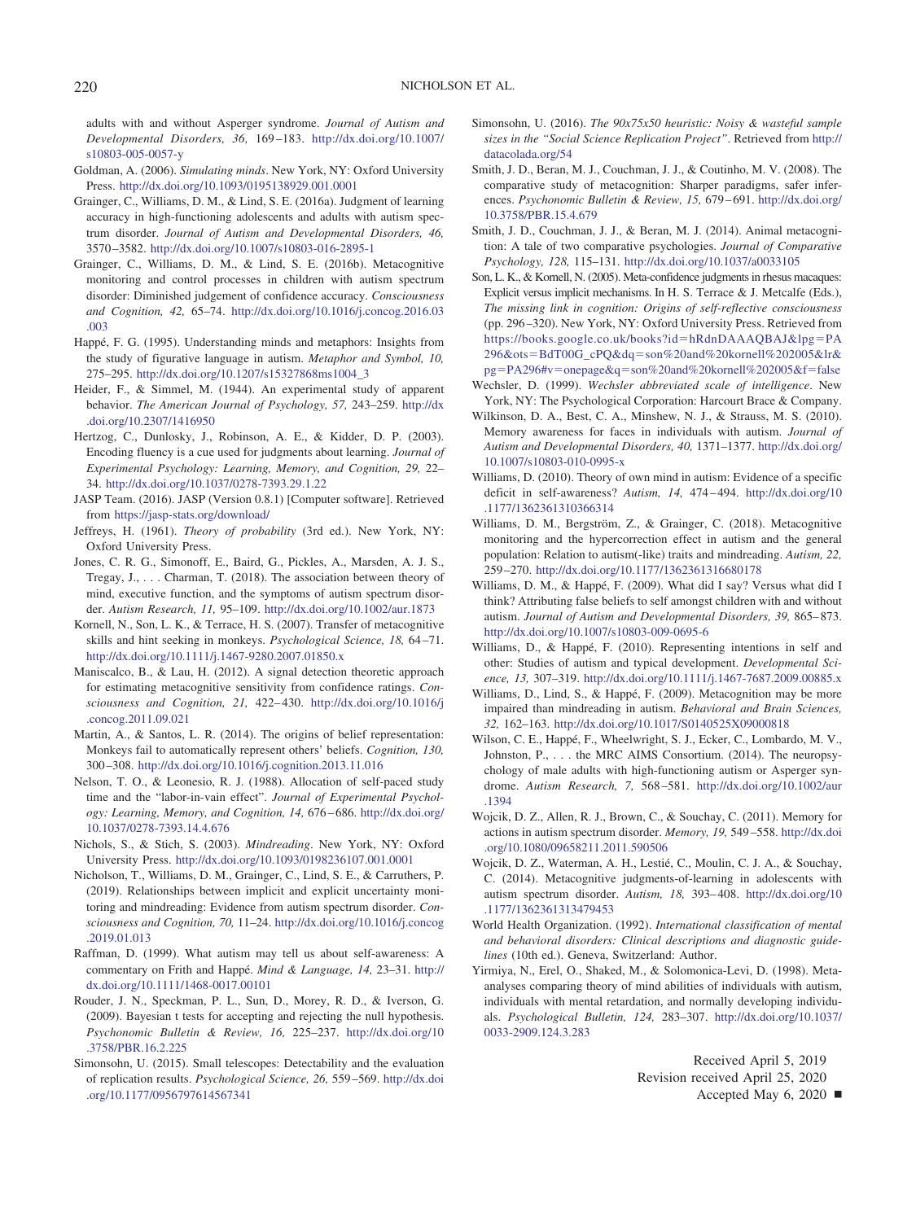adults with and without Asperger syndrome. *Journal of Autism and Developmental Disorders, 36,* 169–183. http://dx.doi.org/10.1007/s10803-005-0057-y

Goldman, A. (2006). *Simulating minds*. New York, NY: Oxford University Press. http://dx.doi.org/10.1093/0195138929.001.0001

Grainger, C., Williams, D. M., & Lind, S. E. (2016a). Judgment of learning accuracy in high-functioning adolescents and adults with autism spectrum disorder. *Journal of Autism and Developmental Disorders, 46,* 3570–3582. http://dx.doi.org/10.1007/s10803-016-2895-1

Grainger, C., Williams, D. M., & Lind, S. E. (2016b). Metacognitive monitoring and control processes in children with autism spectrum disorder: Diminished judgement of confidence accuracy. *Consciousness and Cognition, 42,* 65–74. http://dx.doi.org/10.1016/j.concog.2016.03.003

Happé, F. G. (1995). Understanding minds and metaphors: Insights from the study of figurative language in autism. *Metaphor and Symbol, 10,* 275–295. http://dx.doi.org/10.1207/s15327868ms1004_3

Heider, F., & Simmel, M. (1944). An experimental study of apparent behavior. *The American Journal of Psychology, 57,* 243–259. http://dx.doi.org/10.2307/1416950

Hertzog, C., Dunlosky, J., Robinson, A. E., & Kidder, D. P. (2003). Encoding fluency is a cue used for judgments about learning. *Journal of Experimental Psychology: Learning, Memory, and Cognition, 29,* 22–34. http://dx.doi.org/10.1037/0278-7393.29.1.22

JASP Team. (2016). JASP (Version 0.8.1) [Computer software]. Retrieved from https://jasp-stats.org/download/

Jeffreys, H. (1961). *Theory of probability* (3rd ed.). New York, NY: Oxford University Press.

Jones, C. R. G., Simonoff, E., Baird, G., Pickles, A., Marsden, A. J. S., Tregay, J., . . . Charman, T. (2018). The association between theory of mind, executive function, and the symptoms of autism spectrum disorder. *Autism Research, 11,* 95–109. http://dx.doi.org/10.1002/aur.1873

Kornell, N., Son, L. K., & Terrace, H. S. (2007). Transfer of metacognitive skills and hint seeking in monkeys. *Psychological Science, 18,* 64–71. http://dx.doi.org/10.1111/j.1467-9280.2007.01850.x

Maniscalco, B., & Lau, H. (2012). A signal detection theoretic approach for estimating metacognitive sensitivity from confidence ratings. *Consciousness and Cognition, 21,* 422–430. http://dx.doi.org/10.1016/j.concog.2011.09.021

Martin, A., & Santos, L. R. (2014). The origins of belief representation: Monkeys fail to automatically represent others' beliefs. *Cognition, 130,* 300–308. http://dx.doi.org/10.1016/j.cognition.2013.11.016

Nelson, T. O., & Leonesio, R. J. (1988). Allocation of self-paced study time and the "labor-in-vain effect". *Journal of Experimental Psychology: Learning, Memory, and Cognition, 14,* 676–686. http://dx.doi.org/10.1037/0278-7393.14.4.676

Nichols, S., & Stich, S. (2003). *Mindreading*. New York, NY: Oxford University Press. http://dx.doi.org/10.1093/0198236107.001.0001

Nicholson, T., Williams, D. M., Grainger, C., Lind, S. E., & Carruthers, P. (2019). Relationships between implicit and explicit uncertainty monitoring and mindreading: Evidence from autism spectrum disorder. *Consciousness and Cognition, 70,* 11–24. http://dx.doi.org/10.1016/j.concog.2019.01.013

Raffman, D. (1999). What autism may tell us about self-awareness: A commentary on Frith and Happé. *Mind & Language, 14,* 23–31. http://dx.doi.org/10.1111/1468-0017.00101

Rouder, J. N., Speckman, P. L., Sun, D., Morey, R. D., & Iverson, G. (2009). Bayesian t tests for accepting and rejecting the null hypothesis. *Psychonomic Bulletin & Review, 16,* 225–237. http://dx.doi.org/10.3758/PBR.16.2.225

Simonsohn, U. (2015). Small telescopes: Detectability and the evaluation of replication results. *Psychological Science, 26,* 559–569. http://dx.doi.org/10.1177/0956797614567341

Simonsohn, U. (2016). *The 90x75x50 heuristic: Noisy & wasteful sample sizes in the "Social Science Replication Project"*. Retrieved from http://datacolada.org/54

Smith, J. D., Beran, M. J., Couchman, J. J., & Coutinho, M. V. (2008). The comparative study of metacognition: Sharper paradigms, safer inferences. *Psychonomic Bulletin & Review, 15,* 679–691. http://dx.doi.org/10.3758/PBR.15.4.679

Smith, J. D., Couchman, J. J., & Beran, M. J. (2014). Animal metacognition: A tale of two comparative psychologies. *Journal of Comparative Psychology, 128,* 115–131. http://dx.doi.org/10.1037/a0033105

Son, L. K., & Kornell, N. (2005). Meta-confidence judgments in rhesus macaques: Explicit versus implicit mechanisms. In H. S. Terrace & J. Metcalfe (Eds.), *The missing link in cognition: Origins of self-reflective consciousness* (pp. 296–320). New York, NY: Oxford University Press. Retrieved from https://books.google.co.uk/books?id=hRdnDAAAQBAJ&lpg=PA296&ots=BdT00G_cPQ&dq=son%20and%20kornell%202005&lr&pg=PA296#v=onepage&q=son%20and%20kornell%202005&f=false

Wechsler, D. (1999). *Wechsler abbreviated scale of intelligence*. New York, NY: The Psychological Corporation: Harcourt Brace & Company.

Wilkinson, D. A., Best, C. A., Minshew, N. J., & Strauss, M. S. (2010). Memory awareness for faces in individuals with autism. *Journal of Autism and Developmental Disorders, 40,* 1371–1377. http://dx.doi.org/10.1007/s10803-010-0995-x

Williams, D. (2010). Theory of own mind in autism: Evidence of a specific deficit in self-awareness? *Autism, 14,* 474–494. http://dx.doi.org/10.1177/1362361310366314

Williams, D. M., Bergström, Z., & Grainger, C. (2018). Metacognitive monitoring and the hypercorrection effect in autism and the general population: Relation to autism(-like) traits and mindreading. *Autism, 22,* 259–270. http://dx.doi.org/10.1177/1362361316680178

Williams, D. M., & Happé, F. (2009). What did I say? Versus what did I think? Attributing false beliefs to self amongst children with and without autism. *Journal of Autism and Developmental Disorders, 39,* 865–873. http://dx.doi.org/10.1007/s10803-009-0695-6

Williams, D., & Happé, F. (2010). Representing intentions in self and other: Studies of autism and typical development. *Developmental Science, 13,* 307–319. http://dx.doi.org/10.1111/j.1467-7687.2009.00885.x

Williams, D., Lind, S., & Happé, F. (2009). Metacognition may be more impaired than mindreading in autism. *Behavioral and Brain Sciences, 32,* 162–163. http://dx.doi.org/10.1017/S0140525X09000818

Wilson, C. E., Happé, F., Wheelwright, S. J., Ecker, C., Lombardo, M. V., Johnston, P., . . . the MRC AIMS Consortium. (2014). The neuropsychology of male adults with high-functioning autism or Asperger syndrome. *Autism Research, 7,* 568–581. http://dx.doi.org/10.1002/aur.1394

Wojcik, D. Z., Allen, R. J., Brown, C., & Souchay, C. (2011). Memory for actions in autism spectrum disorder. *Memory, 19,* 549–558. http://dx.doi.org/10.1080/09658211.2011.590506

Wojcik, D. Z., Waterman, A. H., Lestié, C., Moulin, C. J. A., & Souchay, C. (2014). Metacognitive judgments-of-learning in adolescents with autism spectrum disorder. *Autism, 18,* 393–408. http://dx.doi.org/10.1177/1362361313479453

World Health Organization. (1992). *International classification of mental and behavioral disorders: Clinical descriptions and diagnostic guidelines* (10th ed.). Geneva, Switzerland: Author.

Yirmiya, N., Erel, O., Shaked, M., & Solomonica-Levi, D. (1998). Meta-analyses comparing theory of mind abilities of individuals with autism, individuals with mental retardation, and normally developing individuals. *Psychological Bulletin, 124,* 283–307. http://dx.doi.org/10.1037/0033-2909.124.3.283

Received April 5, 2019
Revision received April 25, 2020
Accepted May 6, 2020 ■